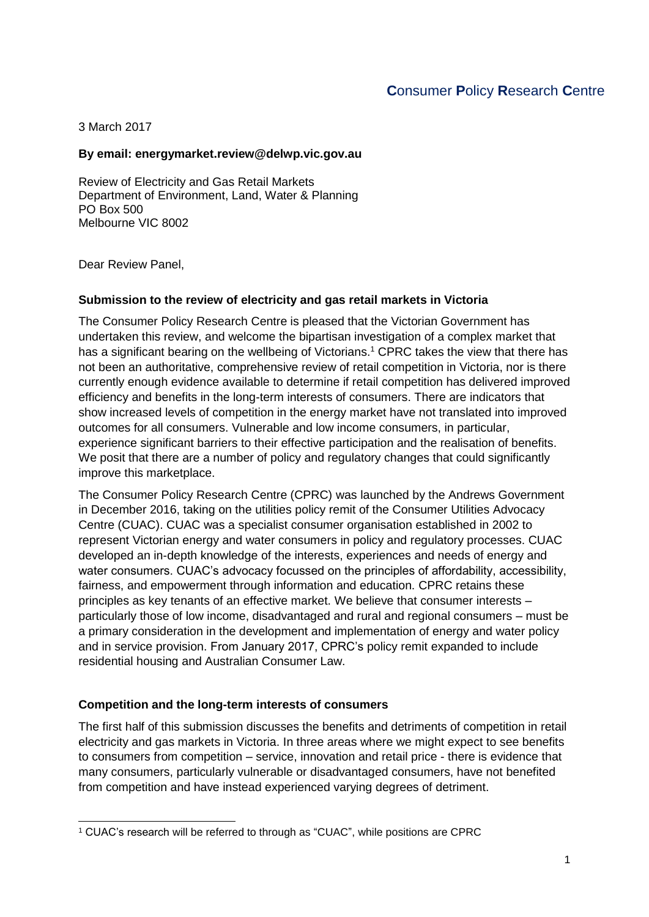**C**onsumer **P**olicy **R**esearch **C**entre

3 March 2017

**By email: energymarket.review@delwp.vic.gov.au**

Review of Electricity and Gas Retail Markets
Department of Environment, Land, Water & Planning
PO Box 500
Melbourne VIC 8002

Dear Review Panel,

**Submission to the review of electricity and gas retail markets in Victoria**

The Consumer Policy Research Centre is pleased that the Victorian Government has undertaken this review, and welcome the bipartisan investigation of a complex market that has a significant bearing on the wellbeing of Victorians.[1] CPRC takes the view that there has not been an authoritative, comprehensive review of retail competition in Victoria, nor is there currently enough evidence available to determine if retail competition has delivered improved efficiency and benefits in the long-term interests of consumers. There are indicators that show increased levels of competition in the energy market have not translated into improved outcomes for all consumers. Vulnerable and low income consumers, in particular, experience significant barriers to their effective participation and the realisation of benefits. We posit that there are a number of policy and regulatory changes that could significantly improve this marketplace.

The Consumer Policy Research Centre (CPRC) was launched by the Andrews Government in December 2016, taking on the utilities policy remit of the Consumer Utilities Advocacy Centre (CUAC). CUAC was a specialist consumer organisation established in 2002 to represent Victorian energy and water consumers in policy and regulatory processes. CUAC developed an in-depth knowledge of the interests, experiences and needs of energy and water consumers. CUAC's advocacy focussed on the principles of affordability, accessibility, fairness, and empowerment through information and education. CPRC retains these principles as key tenants of an effective market. We believe that consumer interests – particularly those of low income, disadvantaged and rural and regional consumers – must be a primary consideration in the development and implementation of energy and water policy and in service provision. From January 2017, CPRC's policy remit expanded to include residential housing and Australian Consumer Law.

**Competition and the long-term interests of consumers**

The first half of this submission discusses the benefits and detriments of competition in retail electricity and gas markets in Victoria. In three areas where we might expect to see benefits to consumers from competition – service, innovation and retail price - there is evidence that many consumers, particularly vulnerable or disadvantaged consumers, have not benefited from competition and have instead experienced varying degrees of detriment.

---

[1] CUAC's research will be referred to through as "CUAC", while positions are CPRC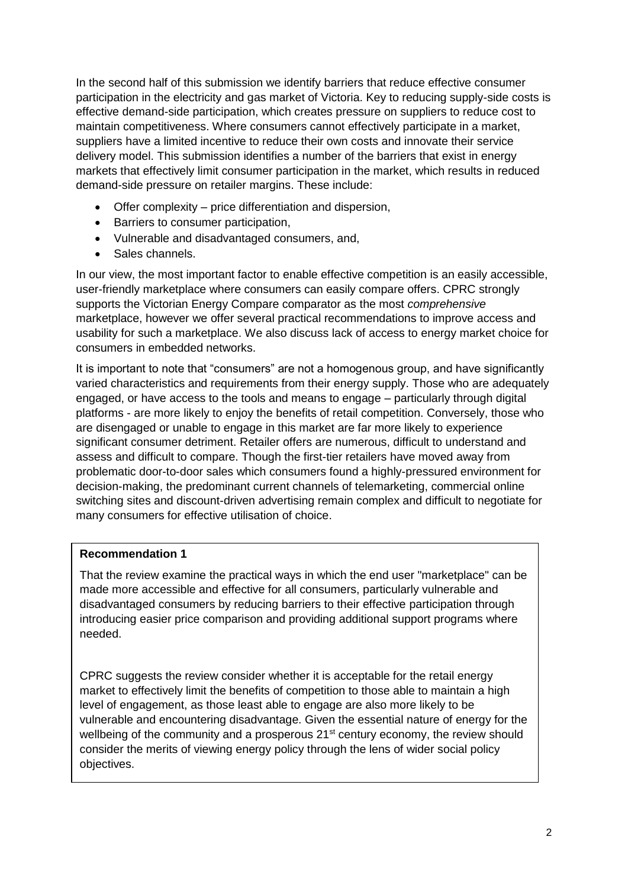In the second half of this submission we identify barriers that reduce effective consumer participation in the electricity and gas market of Victoria. Key to reducing supply-side costs is effective demand-side participation, which creates pressure on suppliers to reduce cost to maintain competitiveness. Where consumers cannot effectively participate in a market, suppliers have a limited incentive to reduce their own costs and innovate their service delivery model. This submission identifies a number of the barriers that exist in energy markets that effectively limit consumer participation in the market, which results in reduced demand-side pressure on retailer margins. These include:

- Offer complexity – price differentiation and dispersion,
- Barriers to consumer participation,
- Vulnerable and disadvantaged consumers, and,
- Sales channels.

In our view, the most important factor to enable effective competition is an easily accessible, user-friendly marketplace where consumers can easily compare offers. CPRC strongly supports the Victorian Energy Compare comparator as the most *comprehensive* marketplace, however we offer several practical recommendations to improve access and usability for such a marketplace. We also discuss lack of access to energy market choice for consumers in embedded networks.

It is important to note that "consumers" are not a homogenous group, and have significantly varied characteristics and requirements from their energy supply. Those who are adequately engaged, or have access to the tools and means to engage – particularly through digital platforms - are more likely to enjoy the benefits of retail competition. Conversely, those who are disengaged or unable to engage in this market are far more likely to experience significant consumer detriment. Retailer offers are numerous, difficult to understand and assess and difficult to compare. Though the first-tier retailers have moved away from problematic door-to-door sales which consumers found a highly-pressured environment for decision-making, the predominant current channels of telemarketing, commercial online switching sites and discount-driven advertising remain complex and difficult to negotiate for many consumers for effective utilisation of choice.

**Recommendation 1**

That the review examine the practical ways in which the end user "marketplace" can be made more accessible and effective for all consumers, particularly vulnerable and disadvantaged consumers by reducing barriers to their effective participation through introducing easier price comparison and providing additional support programs where needed.

CPRC suggests the review consider whether it is acceptable for the retail energy market to effectively limit the benefits of competition to those able to maintain a high level of engagement, as those least able to engage are also more likely to be vulnerable and encountering disadvantage. Given the essential nature of energy for the wellbeing of the community and a prosperous 21st century economy, the review should consider the merits of viewing energy policy through the lens of wider social policy objectives.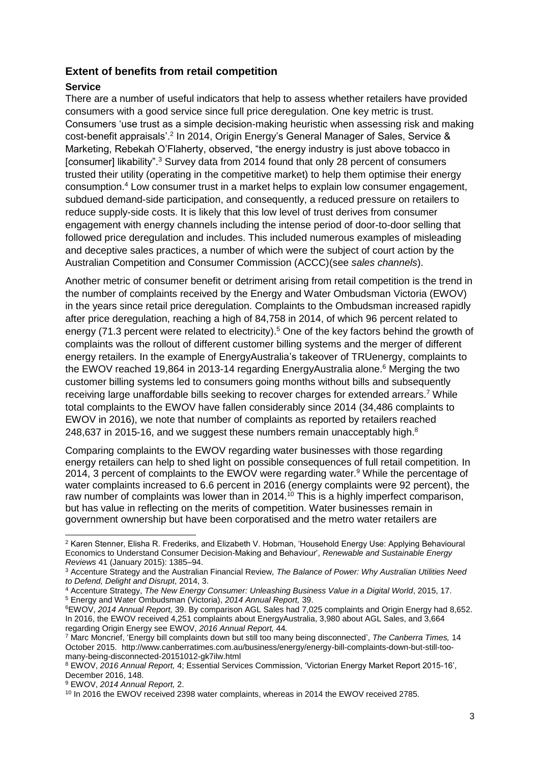### Extent of benefits from retail competition

#### Service

There are a number of useful indicators that help to assess whether retailers have provided consumers with a good service since full price deregulation. One key metric is trust. Consumers 'use trust as a simple decision-making heuristic when assessing risk and making cost-benefit appraisals'.[2] In 2014, Origin Energy's General Manager of Sales, Service & Marketing, Rebekah O'Flaherty, observed, "the energy industry is just above tobacco in [consumer] likability".[3] Survey data from 2014 found that only 28 percent of consumers trusted their utility (operating in the competitive market) to help them optimise their energy consumption.[4] Low consumer trust in a market helps to explain low consumer engagement, subdued demand-side participation, and consequently, a reduced pressure on retailers to reduce supply-side costs. It is likely that this low level of trust derives from consumer engagement with energy channels including the intense period of door-to-door selling that followed price deregulation and includes. This included numerous examples of misleading and deceptive sales practices, a number of which were the subject of court action by the Australian Competition and Consumer Commission (ACCC)(see *sales channels*).

Another metric of consumer benefit or detriment arising from retail competition is the trend in the number of complaints received by the Energy and Water Ombudsman Victoria (EWOV) in the years since retail price deregulation. Complaints to the Ombudsman increased rapidly after price deregulation, reaching a high of 84,758 in 2014, of which 96 percent related to energy (71.3 percent were related to electricity).[5] One of the key factors behind the growth of complaints was the rollout of different customer billing systems and the merger of different energy retailers. In the example of EnergyAustralia's takeover of TRUenergy, complaints to the EWOV reached 19,864 in 2013-14 regarding EnergyAustralia alone.[6] Merging the two customer billing systems led to consumers going months without bills and subsequently receiving large unaffordable bills seeking to recover charges for extended arrears.[7] While total complaints to the EWOV have fallen considerably since 2014 (34,486 complaints to EWOV in 2016), we note that number of complaints as reported by retailers reached 248,637 in 2015-16, and we suggest these numbers remain unacceptably high.[8]

Comparing complaints to the EWOV regarding water businesses with those regarding energy retailers can help to shed light on possible consequences of full retail competition. In 2014, 3 percent of complaints to the EWOV were regarding water.[9] While the percentage of water complaints increased to 6.6 percent in 2016 (energy complaints were 92 percent), the raw number of complaints was lower than in 2014.[10] This is a highly imperfect comparison, but has value in reflecting on the merits of competition. Water businesses remain in government ownership but have been corporatised and the metro water retailers are

---

[2] Karen Stenner, Elisha R. Frederiks, and Elizabeth V. Hobman, 'Household Energy Use: Applying Behavioural Economics to Understand Consumer Decision-Making and Behaviour', *Renewable and Sustainable Energy Reviews* 41 (January 2015): 1385–94.

[3] Accenture Strategy and the Australian Financial Review, *The Balance of Power: Why Australian Utilities Need to Defend, Delight and Disrupt*, 2014, 3.

[4] Accenture Strategy, *The New Energy Consumer: Unleashing Business Value in a Digital World*, 2015, 17.

[5] Energy and Water Ombudsman (Victoria), *2014 Annual Report,* 39.

[6] EWOV, *2014 Annual Report,* 39. By comparison AGL Sales had 7,025 complaints and Origin Energy had 8,652. In 2016, the EWOV received 4,251 complaints about EnergyAustralia, 3,980 about AGL Sales, and 3,664 regarding Origin Energy see EWOV, *2016 Annual Report,* 44.

[7] Marc Moncrief, 'Energy bill complaints down but still too many being disconnected', *The Canberra Times,* 14 October 2015. http://www.canberratimes.com.au/business/energy/energy-bill-complaints-down-but-still-too-many-being-disconnected-20151012-gk7ilw.html

[8] EWOV, *2016 Annual Report,* 4; Essential Services Commission, 'Victorian Energy Market Report 2015-16', December 2016, 148.

[9] EWOV, *2014 Annual Report,* 2.

[10] In 2016 the EWOV received 2398 water complaints, whereas in 2014 the EWOV received 2785.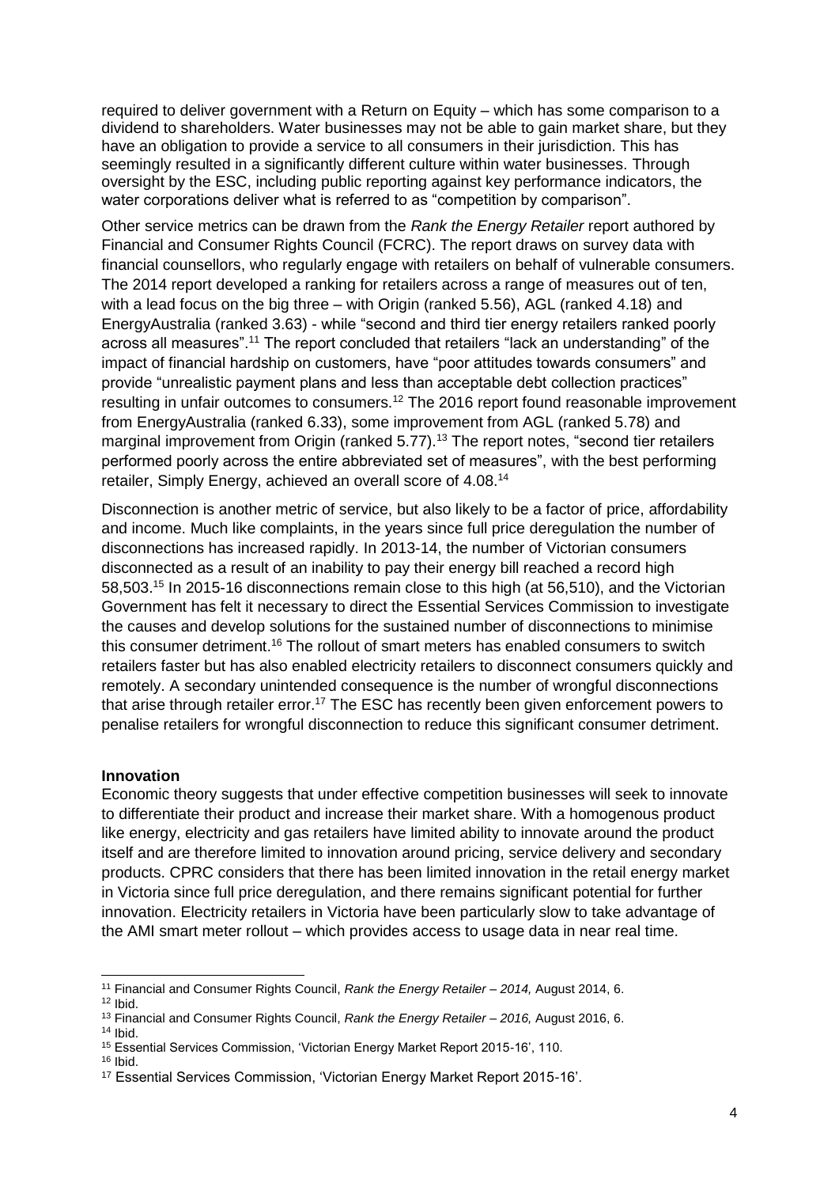required to deliver government with a Return on Equity – which has some comparison to a dividend to shareholders. Water businesses may not be able to gain market share, but they have an obligation to provide a service to all consumers in their jurisdiction. This has seemingly resulted in a significantly different culture within water businesses. Through oversight by the ESC, including public reporting against key performance indicators, the water corporations deliver what is referred to as "competition by comparison".

Other service metrics can be drawn from the *Rank the Energy Retailer* report authored by Financial and Consumer Rights Council (FCRC). The report draws on survey data with financial counsellors, who regularly engage with retailers on behalf of vulnerable consumers. The 2014 report developed a ranking for retailers across a range of measures out of ten, with a lead focus on the big three – with Origin (ranked 5.56), AGL (ranked 4.18) and EnergyAustralia (ranked 3.63) - while "second and third tier energy retailers ranked poorly across all measures".[11] The report concluded that retailers "lack an understanding" of the impact of financial hardship on customers, have "poor attitudes towards consumers" and provide "unrealistic payment plans and less than acceptable debt collection practices" resulting in unfair outcomes to consumers.[12] The 2016 report found reasonable improvement from EnergyAustralia (ranked 6.33), some improvement from AGL (ranked 5.78) and marginal improvement from Origin (ranked 5.77).[13] The report notes, "second tier retailers performed poorly across the entire abbreviated set of measures", with the best performing retailer, Simply Energy, achieved an overall score of 4.08.[14]

Disconnection is another metric of service, but also likely to be a factor of price, affordability and income. Much like complaints, in the years since full price deregulation the number of disconnections has increased rapidly. In 2013-14, the number of Victorian consumers disconnected as a result of an inability to pay their energy bill reached a record high 58,503.[15] In 2015-16 disconnections remain close to this high (at 56,510), and the Victorian Government has felt it necessary to direct the Essential Services Commission to investigate the causes and develop solutions for the sustained number of disconnections to minimise this consumer detriment.[16] The rollout of smart meters has enabled consumers to switch retailers faster but has also enabled electricity retailers to disconnect consumers quickly and remotely. A secondary unintended consequence is the number of wrongful disconnections that arise through retailer error.[17] The ESC has recently been given enforcement powers to penalise retailers for wrongful disconnection to reduce this significant consumer detriment.

**Innovation**

Economic theory suggests that under effective competition businesses will seek to innovate to differentiate their product and increase their market share. With a homogenous product like energy, electricity and gas retailers have limited ability to innovate around the product itself and are therefore limited to innovation around pricing, service delivery and secondary products. CPRC considers that there has been limited innovation in the retail energy market in Victoria since full price deregulation, and there remains significant potential for further innovation. Electricity retailers in Victoria have been particularly slow to take advantage of the AMI smart meter rollout – which provides access to usage data in near real time.

---

[11] Financial and Consumer Rights Council, *Rank the Energy Retailer – 2014,* August 2014, 6.
[12] Ibid.
[13] Financial and Consumer Rights Council, *Rank the Energy Retailer – 2016,* August 2016, 6.
[14] Ibid.
[15] Essential Services Commission, 'Victorian Energy Market Report 2015-16', 110.
[16] Ibid.
[17] Essential Services Commission, 'Victorian Energy Market Report 2015-16'.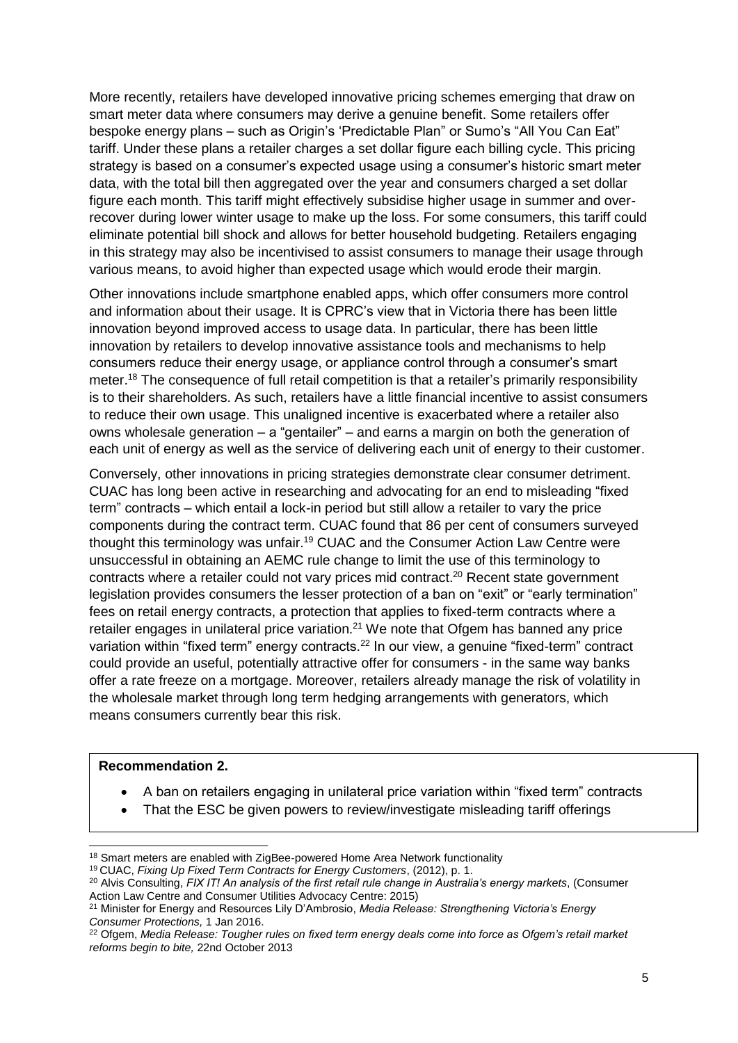More recently, retailers have developed innovative pricing schemes emerging that draw on smart meter data where consumers may derive a genuine benefit. Some retailers offer bespoke energy plans – such as Origin's 'Predictable Plan" or Sumo's "All You Can Eat" tariff. Under these plans a retailer charges a set dollar figure each billing cycle. This pricing strategy is based on a consumer's expected usage using a consumer's historic smart meter data, with the total bill then aggregated over the year and consumers charged a set dollar figure each month. This tariff might effectively subsidise higher usage in summer and over-recover during lower winter usage to make up the loss. For some consumers, this tariff could eliminate potential bill shock and allows for better household budgeting. Retailers engaging in this strategy may also be incentivised to assist consumers to manage their usage through various means, to avoid higher than expected usage which would erode their margin.

Other innovations include smartphone enabled apps, which offer consumers more control and information about their usage. It is CPRC's view that in Victoria there has been little innovation beyond improved access to usage data. In particular, there has been little innovation by retailers to develop innovative assistance tools and mechanisms to help consumers reduce their energy usage, or appliance control through a consumer's smart meter.[18] The consequence of full retail competition is that a retailer's primarily responsibility is to their shareholders. As such, retailers have a little financial incentive to assist consumers to reduce their own usage. This unaligned incentive is exacerbated where a retailer also owns wholesale generation – a "gentailer" – and earns a margin on both the generation of each unit of energy as well as the service of delivering each unit of energy to their customer.

Conversely, other innovations in pricing strategies demonstrate clear consumer detriment. CUAC has long been active in researching and advocating for an end to misleading "fixed term" contracts – which entail a lock-in period but still allow a retailer to vary the price components during the contract term. CUAC found that 86 per cent of consumers surveyed thought this terminology was unfair.[19] CUAC and the Consumer Action Law Centre were unsuccessful in obtaining an AEMC rule change to limit the use of this terminology to contracts where a retailer could not vary prices mid contract.[20] Recent state government legislation provides consumers the lesser protection of a ban on "exit" or "early termination" fees on retail energy contracts, a protection that applies to fixed-term contracts where a retailer engages in unilateral price variation.[21] We note that Ofgem has banned any price variation within "fixed term" energy contracts.[22] In our view, a genuine "fixed-term" contract could provide an useful, potentially attractive offer for consumers - in the same way banks offer a rate freeze on a mortgage. Moreover, retailers already manage the risk of volatility in the wholesale market through long term hedging arrangements with generators, which means consumers currently bear this risk.

**Recommendation 2.**

- A ban on retailers engaging in unilateral price variation within "fixed term" contracts
- That the ESC be given powers to review/investigate misleading tariff offerings

[18] Smart meters are enabled with ZigBee-powered Home Area Network functionality

[19] CUAC, *Fixing Up Fixed Term Contracts for Energy Customers*, (2012), p. 1.

[20] Alvis Consulting, *FIX IT! An analysis of the first retail rule change in Australia's energy markets*, (Consumer Action Law Centre and Consumer Utilities Advocacy Centre: 2015)

[21] Minister for Energy and Resources Lily D'Ambrosio, *Media Release: Strengthening Victoria's Energy Consumer Protections,* 1 Jan 2016.

[22] Ofgem, *Media Release: Tougher rules on fixed term energy deals come into force as Ofgem's retail market reforms begin to bite,* 22nd October 2013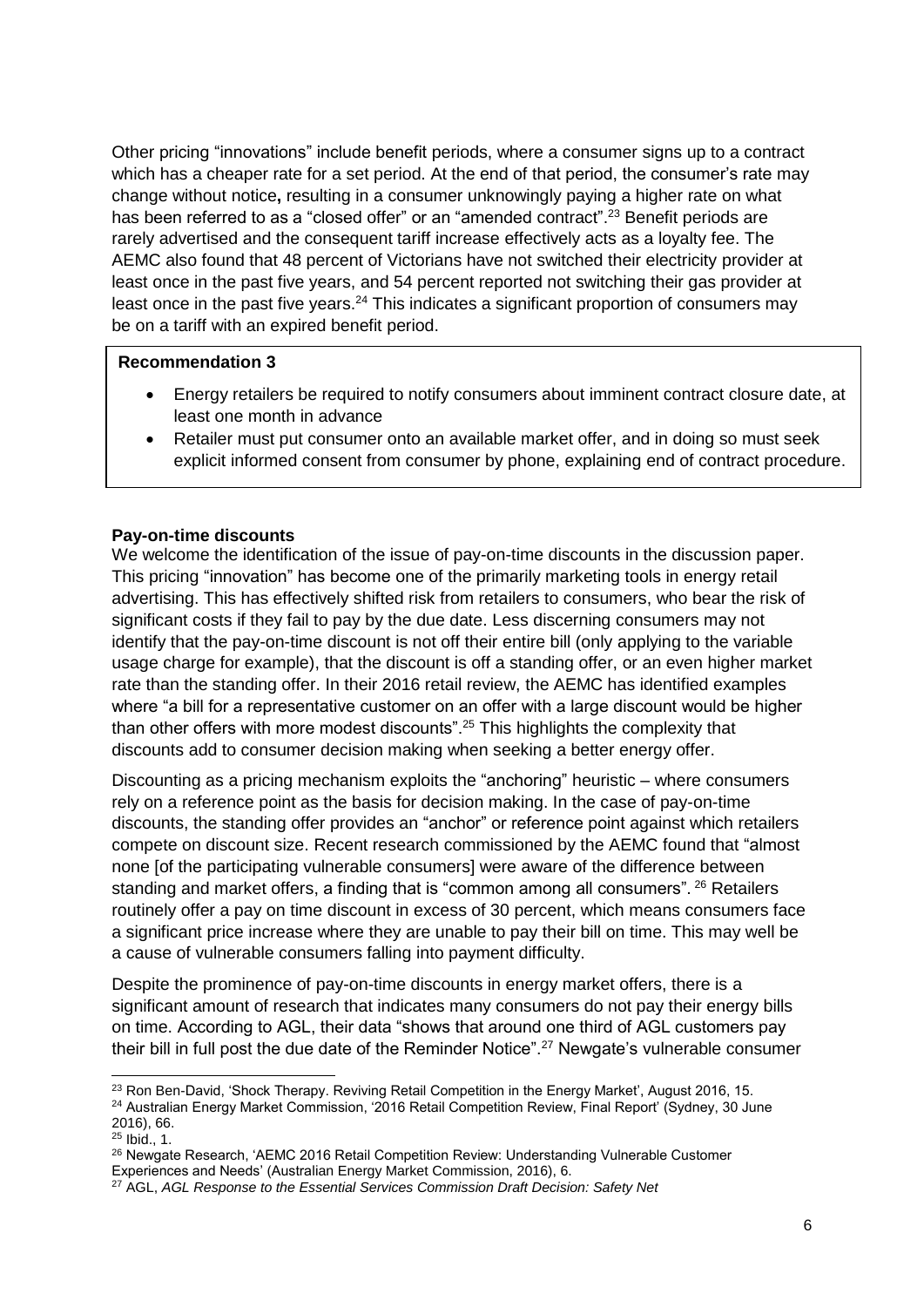Other pricing "innovations" include benefit periods, where a consumer signs up to a contract which has a cheaper rate for a set period. At the end of that period, the consumer's rate may change without notice**,** resulting in a consumer unknowingly paying a higher rate on what has been referred to as a "closed offer" or an "amended contract".[23] Benefit periods are rarely advertised and the consequent tariff increase effectively acts as a loyalty fee. The AEMC also found that 48 percent of Victorians have not switched their electricity provider at least once in the past five years, and 54 percent reported not switching their gas provider at least once in the past five years.[24] This indicates a significant proportion of consumers may be on a tariff with an expired benefit period.

**Recommendation 3**

- Energy retailers be required to notify consumers about imminent contract closure date, at least one month in advance
- Retailer must put consumer onto an available market offer, and in doing so must seek explicit informed consent from consumer by phone, explaining end of contract procedure.

**Pay-on-time discounts**

We welcome the identification of the issue of pay-on-time discounts in the discussion paper. This pricing "innovation" has become one of the primarily marketing tools in energy retail advertising. This has effectively shifted risk from retailers to consumers, who bear the risk of significant costs if they fail to pay by the due date. Less discerning consumers may not identify that the pay-on-time discount is not off their entire bill (only applying to the variable usage charge for example), that the discount is off a standing offer, or an even higher market rate than the standing offer. In their 2016 retail review, the AEMC has identified examples where "a bill for a representative customer on an offer with a large discount would be higher than other offers with more modest discounts".[25] This highlights the complexity that discounts add to consumer decision making when seeking a better energy offer.

Discounting as a pricing mechanism exploits the "anchoring" heuristic – where consumers rely on a reference point as the basis for decision making. In the case of pay-on-time discounts, the standing offer provides an "anchor" or reference point against which retailers compete on discount size. Recent research commissioned by the AEMC found that "almost none [of the participating vulnerable consumers] were aware of the difference between standing and market offers, a finding that is "common among all consumers". [26] Retailers routinely offer a pay on time discount in excess of 30 percent, which means consumers face a significant price increase where they are unable to pay their bill on time. This may well be a cause of vulnerable consumers falling into payment difficulty.

Despite the prominence of pay-on-time discounts in energy market offers, there is a significant amount of research that indicates many consumers do not pay their energy bills on time. According to AGL, their data "shows that around one third of AGL customers pay their bill in full post the due date of the Reminder Notice".[27] Newgate's vulnerable consumer

---

[23] Ron Ben-David, 'Shock Therapy. Reviving Retail Competition in the Energy Market', August 2016, 15.

[24] Australian Energy Market Commission, '2016 Retail Competition Review, Final Report' (Sydney, 30 June 2016), 66.

[25] Ibid., 1.

[26] Newgate Research, 'AEMC 2016 Retail Competition Review: Understanding Vulnerable Customer Experiences and Needs' (Australian Energy Market Commission, 2016), 6.

[27] AGL, *AGL Response to the Essential Services Commission Draft Decision: Safety Net*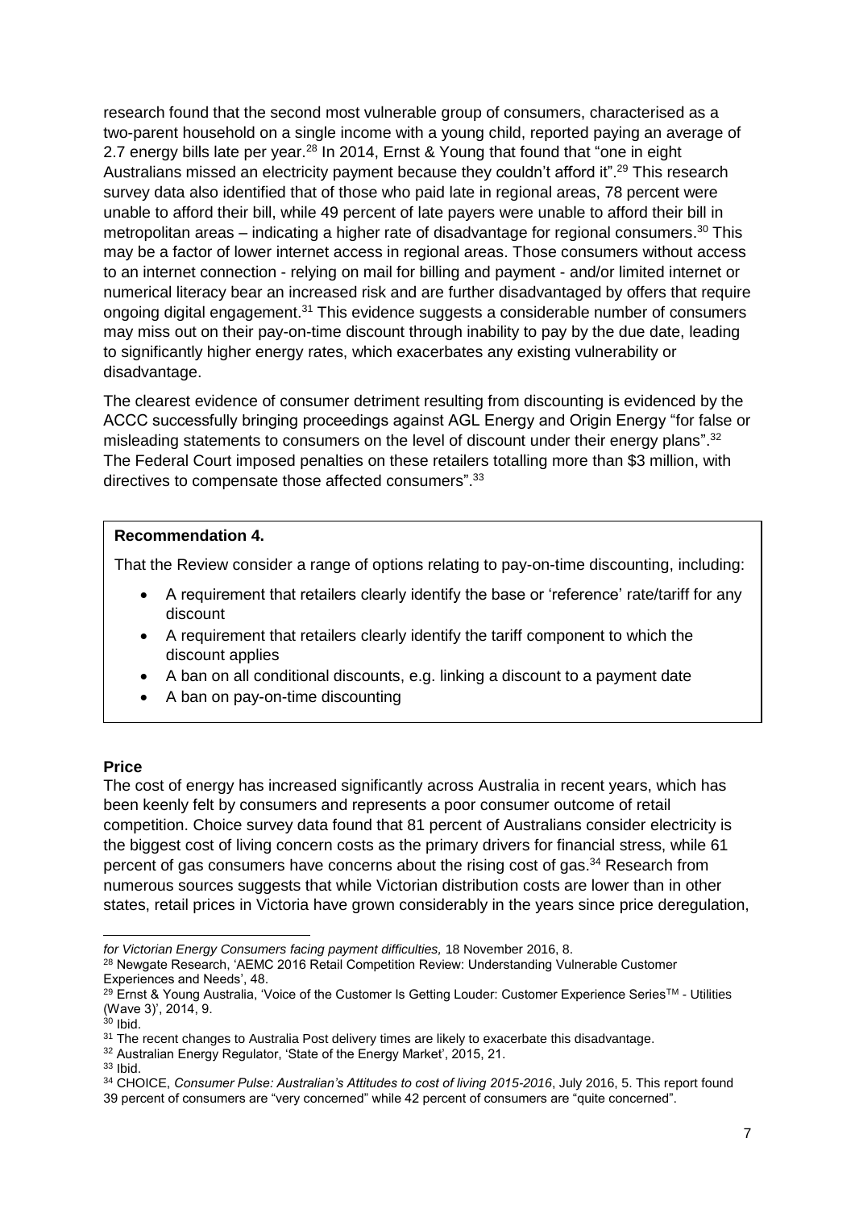research found that the second most vulnerable group of consumers, characterised as a two-parent household on a single income with a young child, reported paying an average of 2.7 energy bills late per year.[28] In 2014, Ernst & Young that found that "one in eight Australians missed an electricity payment because they couldn't afford it".[29] This research survey data also identified that of those who paid late in regional areas, 78 percent were unable to afford their bill, while 49 percent of late payers were unable to afford their bill in metropolitan areas – indicating a higher rate of disadvantage for regional consumers.[30] This may be a factor of lower internet access in regional areas. Those consumers without access to an internet connection - relying on mail for billing and payment - and/or limited internet or numerical literacy bear an increased risk and are further disadvantaged by offers that require ongoing digital engagement.[31] This evidence suggests a considerable number of consumers may miss out on their pay-on-time discount through inability to pay by the due date, leading to significantly higher energy rates, which exacerbates any existing vulnerability or disadvantage.

The clearest evidence of consumer detriment resulting from discounting is evidenced by the ACCC successfully bringing proceedings against AGL Energy and Origin Energy "for false or misleading statements to consumers on the level of discount under their energy plans".[32] The Federal Court imposed penalties on these retailers totalling more than $3 million, with directives to compensate those affected consumers".[33]

**Recommendation 4.**

That the Review consider a range of options relating to pay-on-time discounting, including:

- A requirement that retailers clearly identify the base or 'reference' rate/tariff for any discount
- A requirement that retailers clearly identify the tariff component to which the discount applies
- A ban on all conditional discounts, e.g. linking a discount to a payment date
- A ban on pay-on-time discounting

**Price**

The cost of energy has increased significantly across Australia in recent years, which has been keenly felt by consumers and represents a poor consumer outcome of retail competition. Choice survey data found that 81 percent of Australians consider electricity is the biggest cost of living concern costs as the primary drivers for financial stress, while 61 percent of gas consumers have concerns about the rising cost of gas.[34] Research from numerous sources suggests that while Victorian distribution costs are lower than in other states, retail prices in Victoria have grown considerably in the years since price deregulation,

---

*for Victorian Energy Consumers facing payment difficulties,* 18 November 2016, 8.

[28] Newgate Research, 'AEMC 2016 Retail Competition Review: Understanding Vulnerable Customer Experiences and Needs', 48.

[29] Ernst & Young Australia, 'Voice of the Customer Is Getting Louder: Customer Experience Series™ - Utilities (Wave 3)', 2014, 9.

[30] Ibid.

[31] The recent changes to Australia Post delivery times are likely to exacerbate this disadvantage.

[32] Australian Energy Regulator, 'State of the Energy Market', 2015, 21.

[33] Ibid.

[34] CHOICE, *Consumer Pulse: Australian's Attitudes to cost of living 2015-2016*, July 2016, 5. This report found 39 percent of consumers are "very concerned" while 42 percent of consumers are "quite concerned".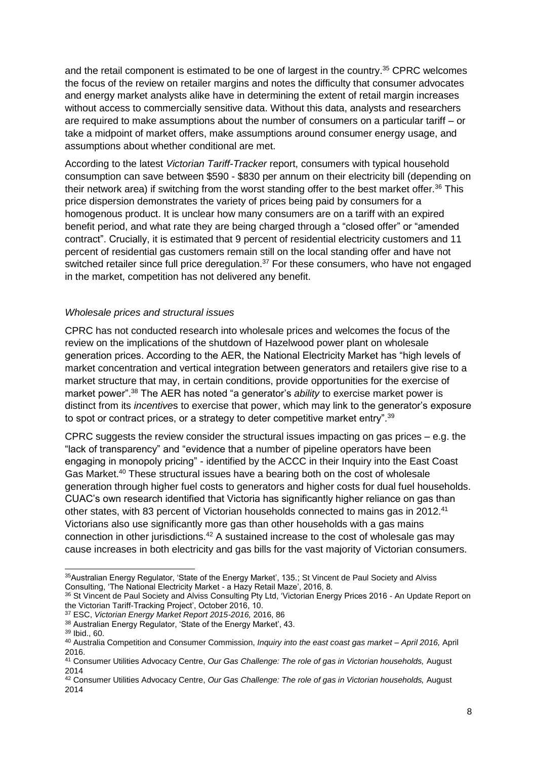and the retail component is estimated to be one of largest in the country.[35] CPRC welcomes the focus of the review on retailer margins and notes the difficulty that consumer advocates and energy market analysts alike have in determining the extent of retail margin increases without access to commercially sensitive data. Without this data, analysts and researchers are required to make assumptions about the number of consumers on a particular tariff – or take a midpoint of market offers, make assumptions around consumer energy usage, and assumptions about whether conditional are met.

According to the latest *Victorian Tariff-Tracker* report, consumers with typical household consumption can save between $590 - $830 per annum on their electricity bill (depending on their network area) if switching from the worst standing offer to the best market offer.[36] This price dispersion demonstrates the variety of prices being paid by consumers for a homogenous product. It is unclear how many consumers are on a tariff with an expired benefit period, and what rate they are being charged through a "closed offer" or "amended contract". Crucially, it is estimated that 9 percent of residential electricity customers and 11 percent of residential gas customers remain still on the local standing offer and have not switched retailer since full price deregulation.[37] For these consumers, who have not engaged in the market, competition has not delivered any benefit.

*Wholesale prices and structural issues*

CPRC has not conducted research into wholesale prices and welcomes the focus of the review on the implications of the shutdown of Hazelwood power plant on wholesale generation prices. According to the AER, the National Electricity Market has "high levels of market concentration and vertical integration between generators and retailers give rise to a market structure that may, in certain conditions, provide opportunities for the exercise of market power".[38] The AER has noted "a generator's *ability* to exercise market power is distinct from its *incentives* to exercise that power, which may link to the generator's exposure to spot or contract prices, or a strategy to deter competitive market entry".[39]

CPRC suggests the review consider the structural issues impacting on gas prices – e.g. the "lack of transparency" and "evidence that a number of pipeline operators have been engaging in monopoly pricing" - identified by the ACCC in their Inquiry into the East Coast Gas Market.[40] These structural issues have a bearing both on the cost of wholesale generation through higher fuel costs to generators and higher costs for dual fuel households. CUAC's own research identified that Victoria has significantly higher reliance on gas than other states, with 83 percent of Victorian households connected to mains gas in 2012.[41] Victorians also use significantly more gas than other households with a gas mains connection in other jurisdictions.[42] A sustained increase to the cost of wholesale gas may cause increases in both electricity and gas bills for the vast majority of Victorian consumers.

---

[35] Australian Energy Regulator, 'State of the Energy Market', 135.; St Vincent de Paul Society and Alviss Consulting, 'The National Electricity Market - a Hazy Retail Maze', 2016, 8.

[36] St Vincent de Paul Society and Alviss Consulting Pty Ltd, 'Victorian Energy Prices 2016 - An Update Report on the Victorian Tariff-Tracking Project', October 2016, 10.

[37] ESC, *Victorian Energy Market Report 2015-2016,* 2016, 86

[38] Australian Energy Regulator, 'State of the Energy Market', 43.

[39] Ibid., 60.

[40] Australia Competition and Consumer Commission, *Inquiry into the east coast gas market – April 2016,* April 2016.

[41] Consumer Utilities Advocacy Centre, *Our Gas Challenge: The role of gas in Victorian households,* August 2014

[42] Consumer Utilities Advocacy Centre, *Our Gas Challenge: The role of gas in Victorian households,* August 2014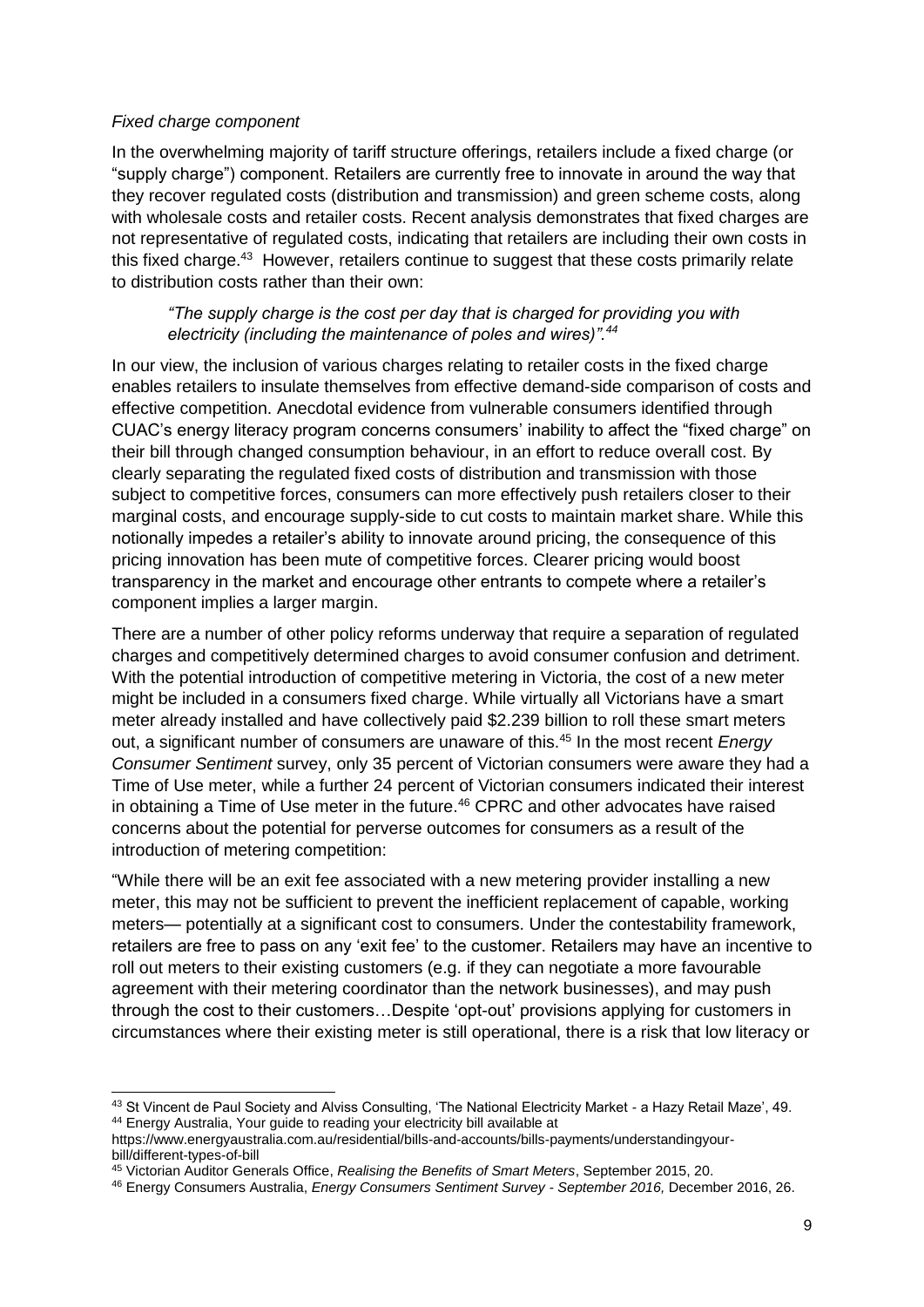*Fixed charge component*

In the overwhelming majority of tariff structure offerings, retailers include a fixed charge (or "supply charge") component. Retailers are currently free to innovate in around the way that they recover regulated costs (distribution and transmission) and green scheme costs, along with wholesale costs and retailer costs. Recent analysis demonstrates that fixed charges are not representative of regulated costs, indicating that retailers are including their own costs in this fixed charge.[43] However, retailers continue to suggest that these costs primarily relate to distribution costs rather than their own:

> *"The supply charge is the cost per day that is charged for providing you with electricity (including the maintenance of poles and wires)".[44]*

In our view, the inclusion of various charges relating to retailer costs in the fixed charge enables retailers to insulate themselves from effective demand-side comparison of costs and effective competition. Anecdotal evidence from vulnerable consumers identified through CUAC's energy literacy program concerns consumers' inability to affect the "fixed charge" on their bill through changed consumption behaviour, in an effort to reduce overall cost. By clearly separating the regulated fixed costs of distribution and transmission with those subject to competitive forces, consumers can more effectively push retailers closer to their marginal costs, and encourage supply-side to cut costs to maintain market share. While this notionally impedes a retailer's ability to innovate around pricing, the consequence of this pricing innovation has been mute of competitive forces. Clearer pricing would boost transparency in the market and encourage other entrants to compete where a retailer's component implies a larger margin.

There are a number of other policy reforms underway that require a separation of regulated charges and competitively determined charges to avoid consumer confusion and detriment. With the potential introduction of competitive metering in Victoria, the cost of a new meter might be included in a consumers fixed charge. While virtually all Victorians have a smart meter already installed and have collectively paid $2.239 billion to roll these smart meters out, a significant number of consumers are unaware of this.[45] In the most recent *Energy Consumer Sentiment* survey, only 35 percent of Victorian consumers were aware they had a Time of Use meter, while a further 24 percent of Victorian consumers indicated their interest in obtaining a Time of Use meter in the future.[46] CPRC and other advocates have raised concerns about the potential for perverse outcomes for consumers as a result of the introduction of metering competition:

"While there will be an exit fee associated with a new metering provider installing a new meter, this may not be sufficient to prevent the inefficient replacement of capable, working meters— potentially at a significant cost to consumers. Under the contestability framework, retailers are free to pass on any 'exit fee' to the customer. Retailers may have an incentive to roll out meters to their existing customers (e.g. if they can negotiate a more favourable agreement with their metering coordinator than the network businesses), and may push through the cost to their customers…Despite 'opt-out' provisions applying for customers in circumstances where their existing meter is still operational, there is a risk that low literacy or

---

[43] St Vincent de Paul Society and Alviss Consulting, 'The National Electricity Market - a Hazy Retail Maze', 49.

[44] Energy Australia, Your guide to reading your electricity bill available at https://www.energyaustralia.com.au/residential/bills-and-accounts/bills-payments/understandingyour-bill/different-types-of-bill

[45] Victorian Auditor Generals Office, *Realising the Benefits of Smart Meters*, September 2015, 20.

[46] Energy Consumers Australia, *Energy Consumers Sentiment Survey - September 2016,* December 2016, 26.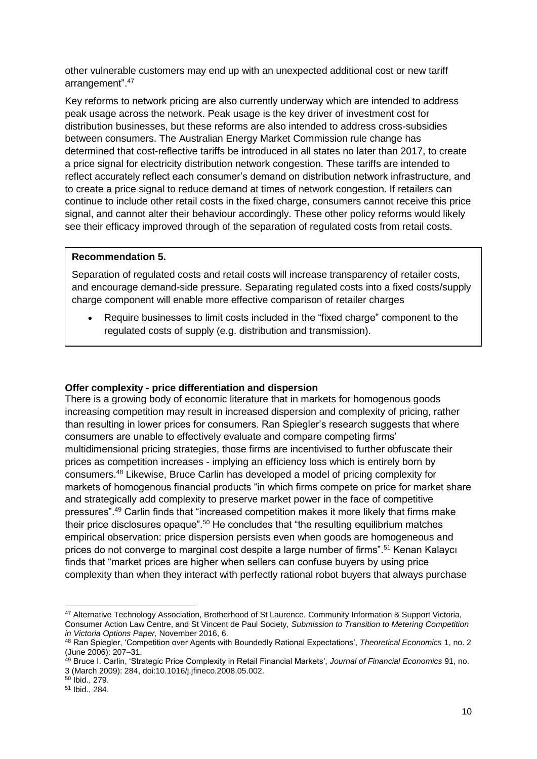other vulnerable customers may end up with an unexpected additional cost or new tariff arrangement".[47]

Key reforms to network pricing are also currently underway which are intended to address peak usage across the network. Peak usage is the key driver of investment cost for distribution businesses, but these reforms are also intended to address cross-subsidies between consumers. The Australian Energy Market Commission rule change has determined that cost-reflective tariffs be introduced in all states no later than 2017, to create a price signal for electricity distribution network congestion. These tariffs are intended to reflect accurately reflect each consumer's demand on distribution network infrastructure, and to create a price signal to reduce demand at times of network congestion. If retailers can continue to include other retail costs in the fixed charge, consumers cannot receive this price signal, and cannot alter their behaviour accordingly. These other policy reforms would likely see their efficacy improved through of the separation of regulated costs from retail costs.

> **Recommendation 5.**
>
> Separation of regulated costs and retail costs will increase transparency of retailer costs, and encourage demand-side pressure. Separating regulated costs into a fixed costs/supply charge component will enable more effective comparison of retailer charges
>
> - Require businesses to limit costs included in the "fixed charge" component to the regulated costs of supply (e.g. distribution and transmission).

**Offer complexity - price differentiation and dispersion**

There is a growing body of economic literature that in markets for homogenous goods increasing competition may result in increased dispersion and complexity of pricing, rather than resulting in lower prices for consumers. Ran Spiegler's research suggests that where consumers are unable to effectively evaluate and compare competing firms' multidimensional pricing strategies, those firms are incentivised to further obfuscate their prices as competition increases - implying an efficiency loss which is entirely born by consumers.[48] Likewise, Bruce Carlin has developed a model of pricing complexity for markets of homogenous financial products "in which firms compete on price for market share and strategically add complexity to preserve market power in the face of competitive pressures".[49] Carlin finds that "increased competition makes it more likely that firms make their price disclosures opaque".[50] He concludes that "the resulting equilibrium matches empirical observation: price dispersion persists even when goods are homogeneous and prices do not converge to marginal cost despite a large number of firms".[51] Kenan Kalaycı finds that "market prices are higher when sellers can confuse buyers by using price complexity than when they interact with perfectly rational robot buyers that always purchase

---

[47] Alternative Technology Association, Brotherhood of St Laurence, Community Information & Support Victoria, Consumer Action Law Centre, and St Vincent de Paul Society, *Submission to Transition to Metering Competition in Victoria Options Paper,* November 2016, 6.

[48] Ran Spiegler, 'Competition over Agents with Boundedly Rational Expectations', *Theoretical Economics* 1, no. 2 (June 2006): 207–31.

[49] Bruce I. Carlin, 'Strategic Price Complexity in Retail Financial Markets', *Journal of Financial Economics* 91, no. 3 (March 2009): 284, doi:10.1016/j.jfineco.2008.05.002.

[50] Ibid., 279.

[51] Ibid., 284.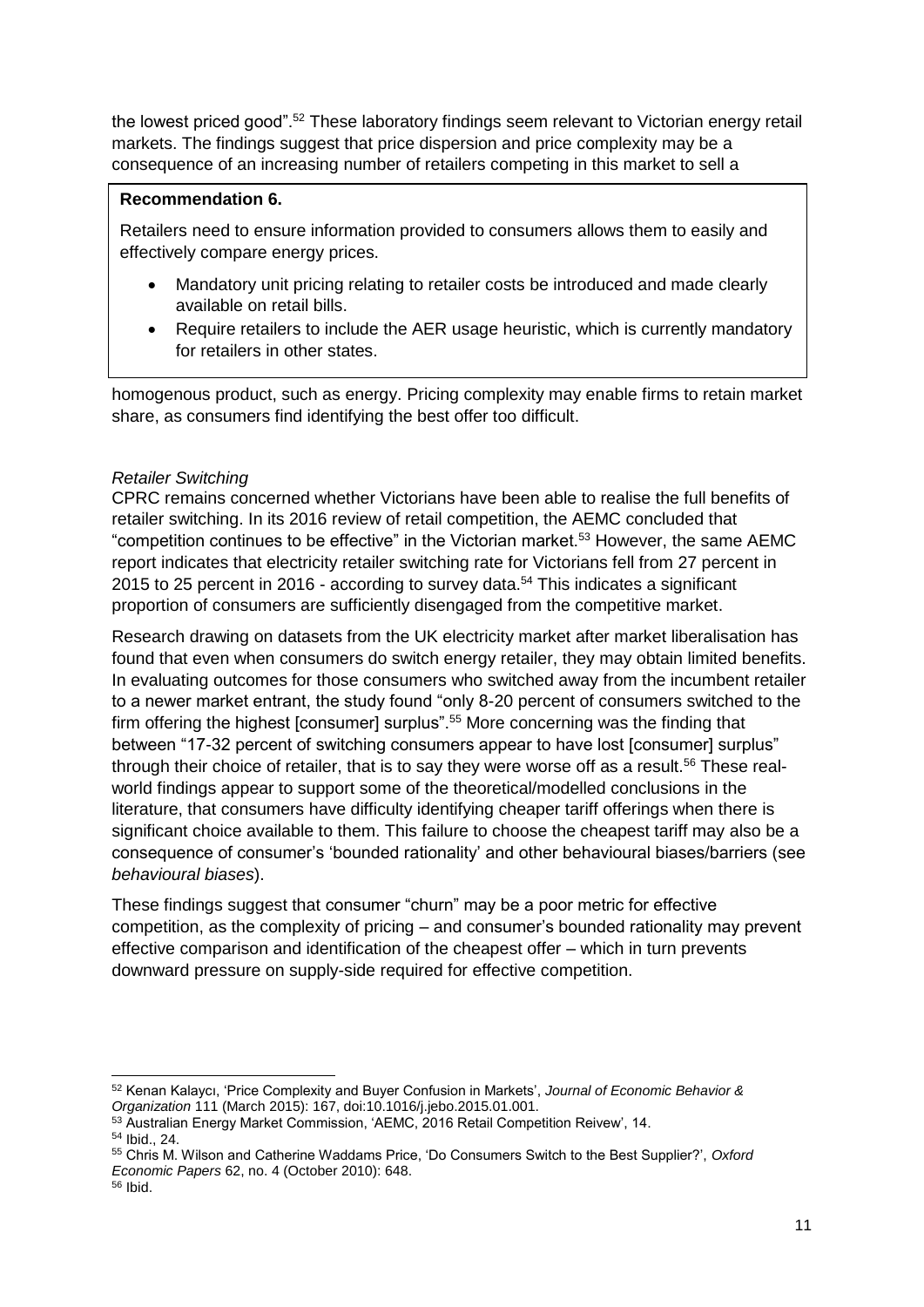the lowest priced good".[52] These laboratory findings seem relevant to Victorian energy retail markets. The findings suggest that price dispersion and price complexity may be a consequence of an increasing number of retailers competing in this market to sell a homogenous product, such as energy. Pricing complexity may enable firms to retain market share, as consumers find identifying the best offer too difficult.

> **Recommendation 6.**
>
> Retailers need to ensure information provided to consumers allows them to easily and effectively compare energy prices.
>
> - Mandatory unit pricing relating to retailer costs be introduced and made clearly available on retail bills.
> - Require retailers to include the AER usage heuristic, which is currently mandatory for retailers in other states.

*Retailer Switching*

CPRC remains concerned whether Victorians have been able to realise the full benefits of retailer switching. In its 2016 review of retail competition, the AEMC concluded that "competition continues to be effective" in the Victorian market.[53] However, the same AEMC report indicates that electricity retailer switching rate for Victorians fell from 27 percent in 2015 to 25 percent in 2016 - according to survey data.[54] This indicates a significant proportion of consumers are sufficiently disengaged from the competitive market.

Research drawing on datasets from the UK electricity market after market liberalisation has found that even when consumers do switch energy retailer, they may obtain limited benefits. In evaluating outcomes for those consumers who switched away from the incumbent retailer to a newer market entrant, the study found "only 8-20 percent of consumers switched to the firm offering the highest [consumer] surplus".[55] More concerning was the finding that between "17-32 percent of switching consumers appear to have lost [consumer] surplus" through their choice of retailer, that is to say they were worse off as a result.[56] These real-world findings appear to support some of the theoretical/modelled conclusions in the literature, that consumers have difficulty identifying cheaper tariff offerings when there is significant choice available to them. This failure to choose the cheapest tariff may also be a consequence of consumer's 'bounded rationality' and other behavioural biases/barriers (see *behavioural biases*).

These findings suggest that consumer "churn" may be a poor metric for effective competition, as the complexity of pricing – and consumer's bounded rationality may prevent effective comparison and identification of the cheapest offer – which in turn prevents downward pressure on supply-side required for effective competition.

---

[52] Kenan Kalaycı, 'Price Complexity and Buyer Confusion in Markets', *Journal of Economic Behavior & Organization* 111 (March 2015): 167, doi:10.1016/j.jebo.2015.01.001.

[53] Australian Energy Market Commission, 'AEMC, 2016 Retail Competition Reivew', 14.

[54] Ibid., 24.

[55] Chris M. Wilson and Catherine Waddams Price, 'Do Consumers Switch to the Best Supplier?', *Oxford Economic Papers* 62, no. 4 (October 2010): 648.

[56] Ibid.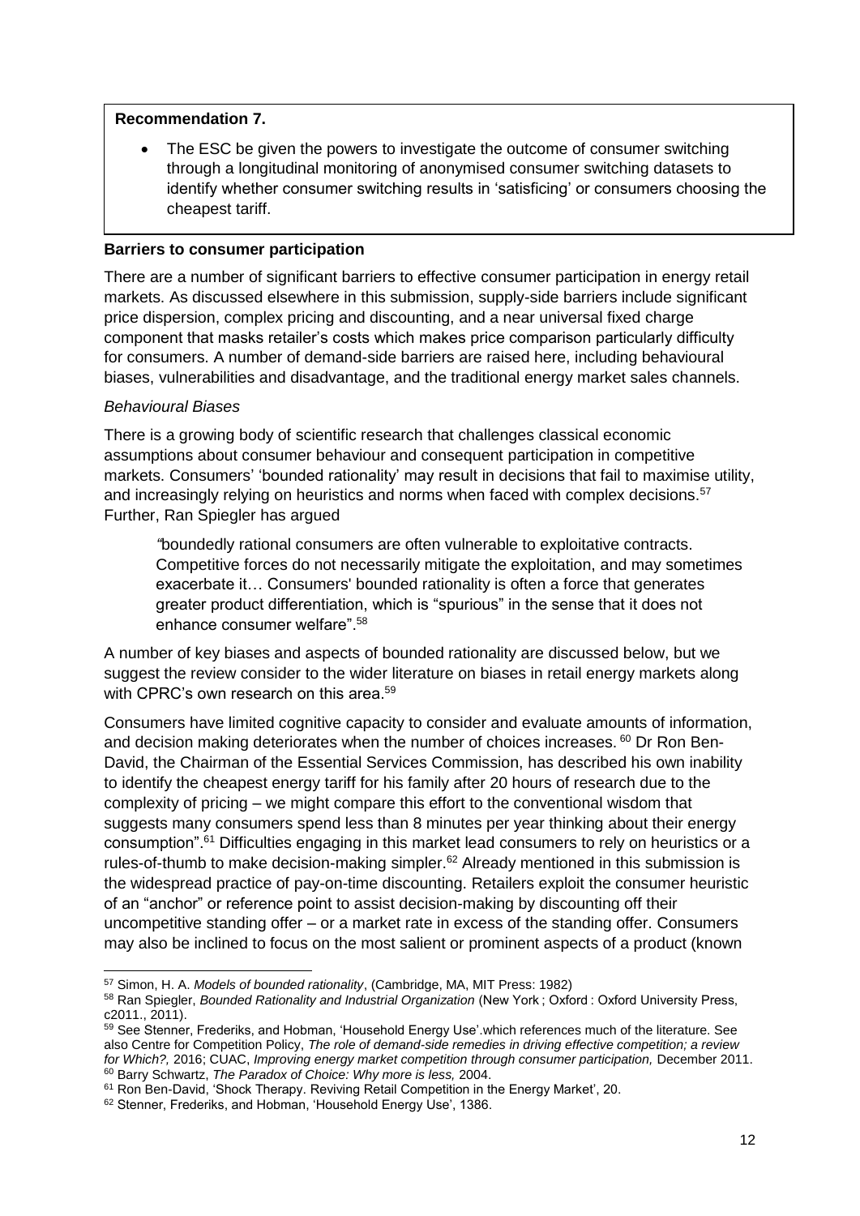**Recommendation 7.**

- The ESC be given the powers to investigate the outcome of consumer switching through a longitudinal monitoring of anonymised consumer switching datasets to identify whether consumer switching results in 'satisficing' or consumers choosing the cheapest tariff.

**Barriers to consumer participation**

There are a number of significant barriers to effective consumer participation in energy retail markets. As discussed elsewhere in this submission, supply-side barriers include significant price dispersion, complex pricing and discounting, and a near universal fixed charge component that masks retailer's costs which makes price comparison particularly difficulty for consumers. A number of demand-side barriers are raised here, including behavioural biases, vulnerabilities and disadvantage, and the traditional energy market sales channels.

*Behavioural Biases*

There is a growing body of scientific research that challenges classical economic assumptions about consumer behaviour and consequent participation in competitive markets. Consumers' 'bounded rationality' may result in decisions that fail to maximise utility, and increasingly relying on heuristics and norms when faced with complex decisions.[57] Further, Ran Spiegler has argued

> *"*boundedly rational consumers are often vulnerable to exploitative contracts. Competitive forces do not necessarily mitigate the exploitation, and may sometimes exacerbate it… Consumers' bounded rationality is often a force that generates greater product differentiation, which is "spurious" in the sense that it does not enhance consumer welfare".[58]

A number of key biases and aspects of bounded rationality are discussed below, but we suggest the review consider to the wider literature on biases in retail energy markets along with CPRC's own research on this area.[59]

Consumers have limited cognitive capacity to consider and evaluate amounts of information, and decision making deteriorates when the number of choices increases. [60] Dr Ron Ben-David, the Chairman of the Essential Services Commission, has described his own inability to identify the cheapest energy tariff for his family after 20 hours of research due to the complexity of pricing – we might compare this effort to the conventional wisdom that suggests many consumers spend less than 8 minutes per year thinking about their energy consumption".[61] Difficulties engaging in this market lead consumers to rely on heuristics or a rules-of-thumb to make decision-making simpler.[62] Already mentioned in this submission is the widespread practice of pay-on-time discounting. Retailers exploit the consumer heuristic of an "anchor" or reference point to assist decision-making by discounting off their uncompetitive standing offer – or a market rate in excess of the standing offer. Consumers may also be inclined to focus on the most salient or prominent aspects of a product (known

---

[57] Simon, H. A. *Models of bounded rationality*, (Cambridge, MA, MIT Press: 1982)

[58] Ran Spiegler, *Bounded Rationality and Industrial Organization* (New York ; Oxford : Oxford University Press, c2011., 2011).

[59] See Stenner, Frederiks, and Hobman, 'Household Energy Use'.which references much of the literature. See also Centre for Competition Policy, *The role of demand-side remedies in driving effective competition; a review for Which?,* 2016; CUAC, *Improving energy market competition through consumer participation,* December 2011.

[60] Barry Schwartz, *The Paradox of Choice: Why more is less,* 2004.

[61] Ron Ben-David, 'Shock Therapy. Reviving Retail Competition in the Energy Market', 20.

[62] Stenner, Frederiks, and Hobman, 'Household Energy Use', 1386.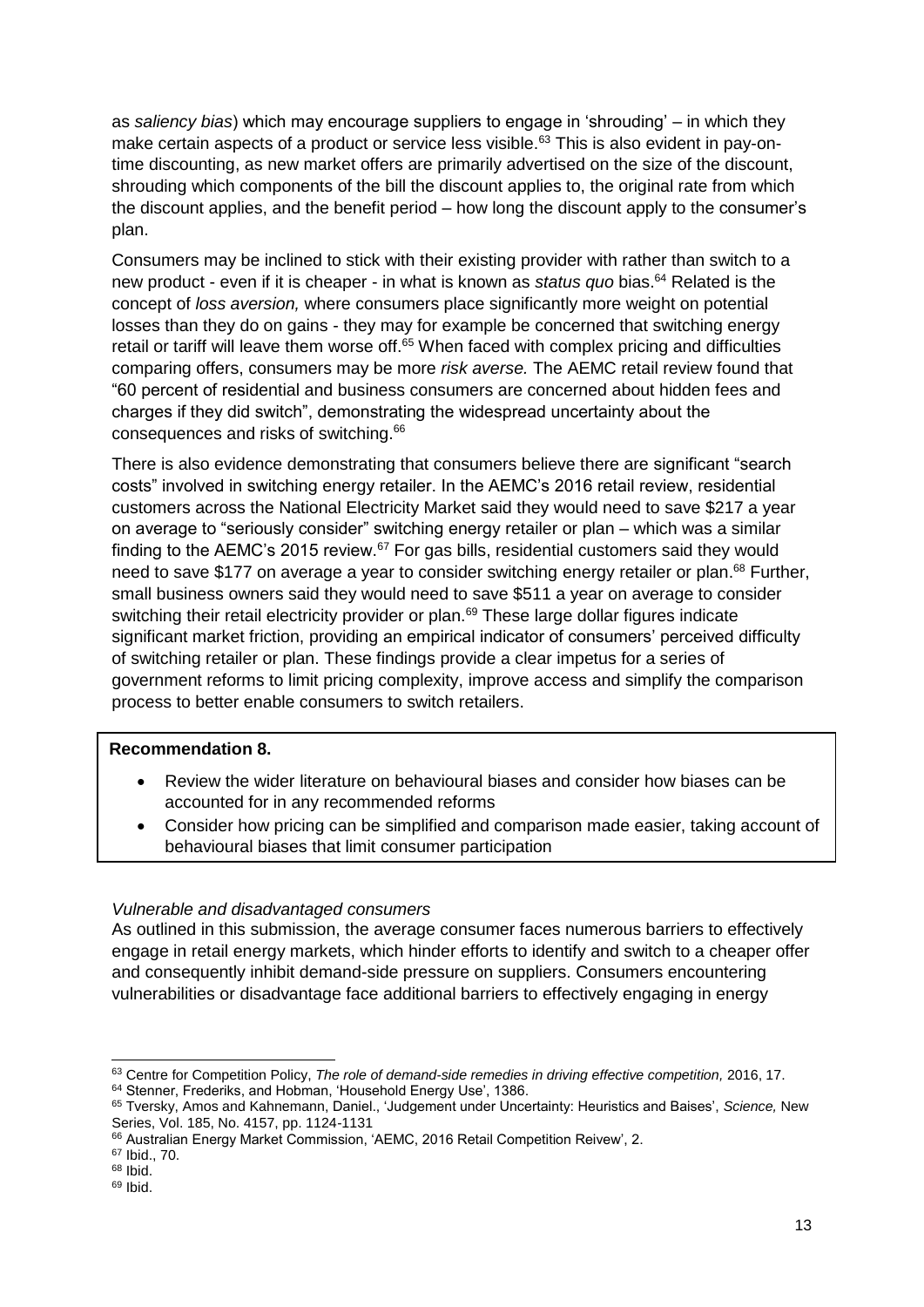as *saliency bias*) which may encourage suppliers to engage in 'shrouding' – in which they make certain aspects of a product or service less visible.[63] This is also evident in pay-on-time discounting, as new market offers are primarily advertised on the size of the discount, shrouding which components of the bill the discount applies to, the original rate from which the discount applies, and the benefit period – how long the discount apply to the consumer's plan.

Consumers may be inclined to stick with their existing provider with rather than switch to a new product - even if it is cheaper - in what is known as *status quo* bias.[64] Related is the concept of *loss aversion,* where consumers place significantly more weight on potential losses than they do on gains - they may for example be concerned that switching energy retail or tariff will leave them worse off.[65] When faced with complex pricing and difficulties comparing offers, consumers may be more *risk averse.* The AEMC retail review found that "60 percent of residential and business consumers are concerned about hidden fees and charges if they did switch", demonstrating the widespread uncertainty about the consequences and risks of switching.[66]

There is also evidence demonstrating that consumers believe there are significant "search costs" involved in switching energy retailer. In the AEMC's 2016 retail review, residential customers across the National Electricity Market said they would need to save $217 a year on average to "seriously consider" switching energy retailer or plan – which was a similar finding to the AEMC's 2015 review.[67] For gas bills, residential customers said they would need to save $177 on average a year to consider switching energy retailer or plan.[68] Further, small business owners said they would need to save $511 a year on average to consider switching their retail electricity provider or plan.[69] These large dollar figures indicate significant market friction, providing an empirical indicator of consumers' perceived difficulty of switching retailer or plan. These findings provide a clear impetus for a series of government reforms to limit pricing complexity, improve access and simplify the comparison process to better enable consumers to switch retailers.

**Recommendation 8.**

- Review the wider literature on behavioural biases and consider how biases can be accounted for in any recommended reforms
- Consider how pricing can be simplified and comparison made easier, taking account of behavioural biases that limit consumer participation

*Vulnerable and disadvantaged consumers*

As outlined in this submission, the average consumer faces numerous barriers to effectively engage in retail energy markets, which hinder efforts to identify and switch to a cheaper offer and consequently inhibit demand-side pressure on suppliers. Consumers encountering vulnerabilities or disadvantage face additional barriers to effectively engaging in energy

---

[63] Centre for Competition Policy, *The role of demand-side remedies in driving effective competition,* 2016, 17.

[64] Stenner, Frederiks, and Hobman, 'Household Energy Use', 1386.

[65] Tversky, Amos and Kahnemann, Daniel., 'Judgement under Uncertainty: Heuristics and Baises', *Science,* New Series, Vol. 185, No. 4157, pp. 1124-1131

[66] Australian Energy Market Commission, 'AEMC, 2016 Retail Competition Reivew', 2.

[67] Ibid., 70.

[68] Ibid.

[69] Ibid.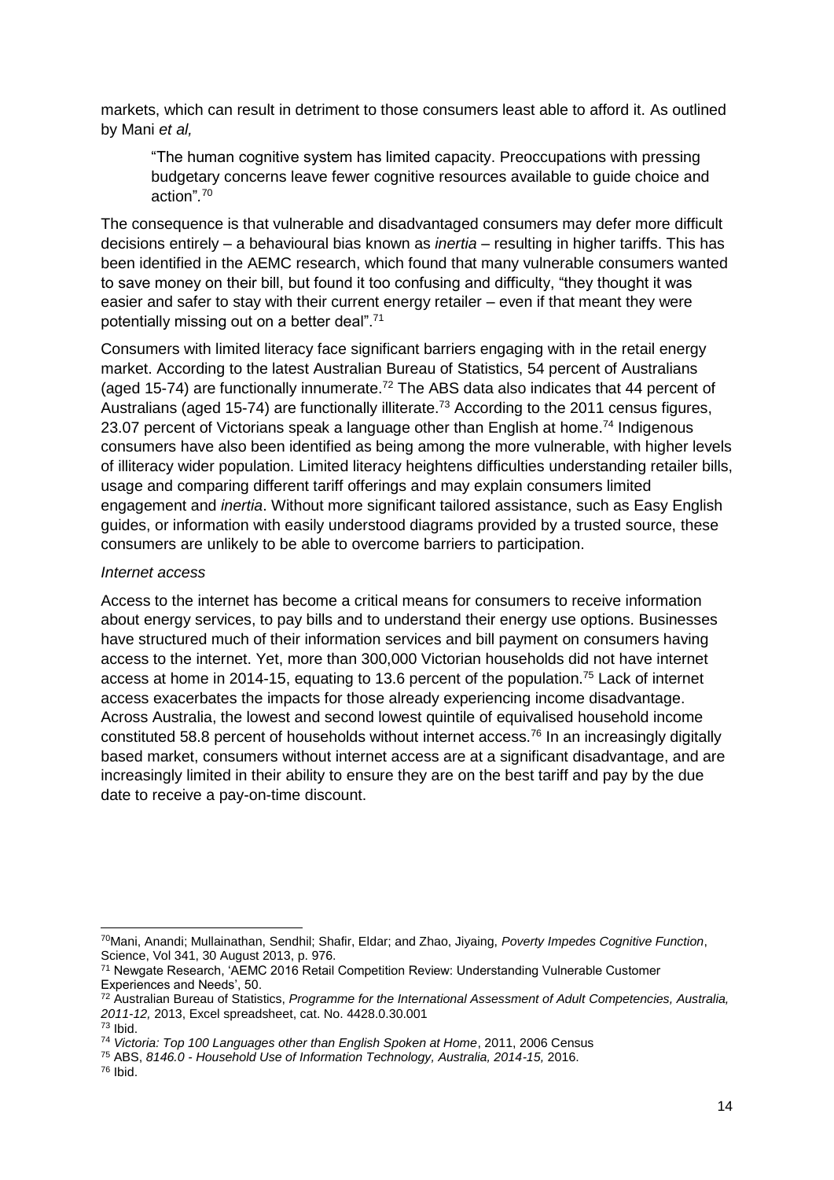markets, which can result in detriment to those consumers least able to afford it. As outlined by Mani *et al,*

> "The human cognitive system has limited capacity. Preoccupations with pressing budgetary concerns leave fewer cognitive resources available to guide choice and action".[70]

The consequence is that vulnerable and disadvantaged consumers may defer more difficult decisions entirely – a behavioural bias known as *inertia* – resulting in higher tariffs. This has been identified in the AEMC research, which found that many vulnerable consumers wanted to save money on their bill, but found it too confusing and difficulty, "they thought it was easier and safer to stay with their current energy retailer – even if that meant they were potentially missing out on a better deal".[71]

Consumers with limited literacy face significant barriers engaging with in the retail energy market. According to the latest Australian Bureau of Statistics, 54 percent of Australians (aged 15-74) are functionally innumerate.[72] The ABS data also indicates that 44 percent of Australians (aged 15-74) are functionally illiterate.[73] According to the 2011 census figures, 23.07 percent of Victorians speak a language other than English at home.[74] Indigenous consumers have also been identified as being among the more vulnerable, with higher levels of illiteracy wider population. Limited literacy heightens difficulties understanding retailer bills, usage and comparing different tariff offerings and may explain consumers limited engagement and *inertia*. Without more significant tailored assistance, such as Easy English guides, or information with easily understood diagrams provided by a trusted source, these consumers are unlikely to be able to overcome barriers to participation.

*Internet access*

Access to the internet has become a critical means for consumers to receive information about energy services, to pay bills and to understand their energy use options. Businesses have structured much of their information services and bill payment on consumers having access to the internet. Yet, more than 300,000 Victorian households did not have internet access at home in 2014-15, equating to 13.6 percent of the population.[75] Lack of internet access exacerbates the impacts for those already experiencing income disadvantage. Across Australia, the lowest and second lowest quintile of equivalised household income constituted 58.8 percent of households without internet access.[76] In an increasingly digitally based market, consumers without internet access are at a significant disadvantage, and are increasingly limited in their ability to ensure they are on the best tariff and pay by the due date to receive a pay-on-time discount.

---

[70] Mani, Anandi; Mullainathan, Sendhil; Shafir, Eldar; and Zhao, Jiyaing, *Poverty Impedes Cognitive Function*, Science, Vol 341, 30 August 2013, p. 976.

[71] Newgate Research, 'AEMC 2016 Retail Competition Review: Understanding Vulnerable Customer Experiences and Needs', 50.

[72] Australian Bureau of Statistics, *Programme for the International Assessment of Adult Competencies, Australia, 2011-12,* 2013, Excel spreadsheet, cat. No. 4428.0.30.001

[73] Ibid.

[74] *Victoria: Top 100 Languages other than English Spoken at Home*, 2011, 2006 Census

[75] ABS, *8146.0 - Household Use of Information Technology, Australia, 2014-15,* 2016.

[76] Ibid.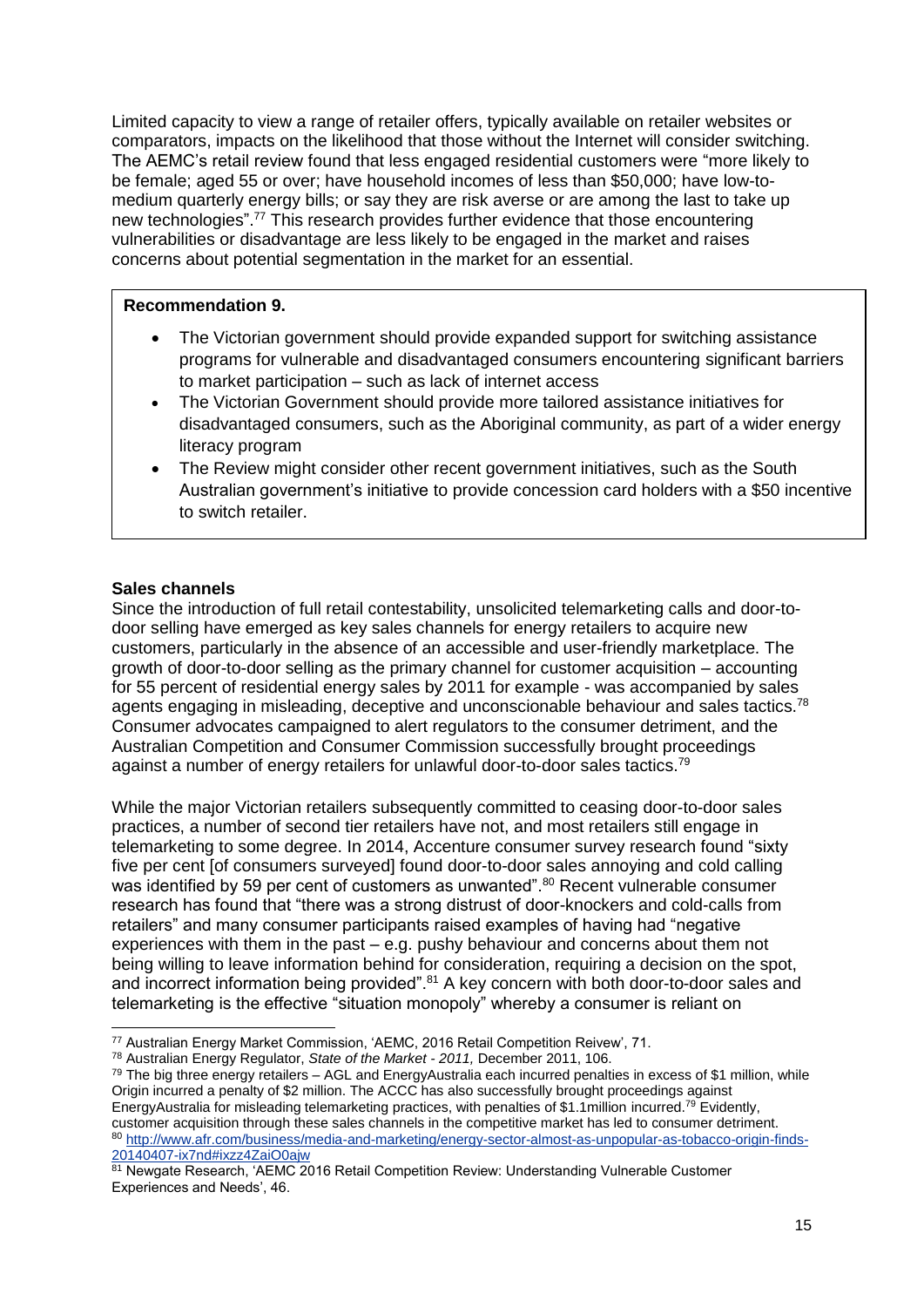Limited capacity to view a range of retailer offers, typically available on retailer websites or comparators, impacts on the likelihood that those without the Internet will consider switching. The AEMC's retail review found that less engaged residential customers were "more likely to be female; aged 55 or over; have household incomes of less than $50,000; have low-to-medium quarterly energy bills; or say they are risk averse or are among the last to take up new technologies".[77] This research provides further evidence that those encountering vulnerabilities or disadvantage are less likely to be engaged in the market and raises concerns about potential segmentation in the market for an essential.

**Recommendation 9.**

- The Victorian government should provide expanded support for switching assistance programs for vulnerable and disadvantaged consumers encountering significant barriers to market participation – such as lack of internet access
- The Victorian Government should provide more tailored assistance initiatives for disadvantaged consumers, such as the Aboriginal community, as part of a wider energy literacy program
- The Review might consider other recent government initiatives, such as the South Australian government's initiative to provide concession card holders with a $50 incentive to switch retailer.

**Sales channels**

Since the introduction of full retail contestability, unsolicited telemarketing calls and door-to-door selling have emerged as key sales channels for energy retailers to acquire new customers, particularly in the absence of an accessible and user-friendly marketplace. The growth of door-to-door selling as the primary channel for customer acquisition – accounting for 55 percent of residential energy sales by 2011 for example - was accompanied by sales agents engaging in misleading, deceptive and unconscionable behaviour and sales tactics.[78] Consumer advocates campaigned to alert regulators to the consumer detriment, and the Australian Competition and Consumer Commission successfully brought proceedings against a number of energy retailers for unlawful door-to-door sales tactics.[79]

While the major Victorian retailers subsequently committed to ceasing door-to-door sales practices, a number of second tier retailers have not, and most retailers still engage in telemarketing to some degree. In 2014, Accenture consumer survey research found "sixty five per cent [of consumers surveyed] found door-to-door sales annoying and cold calling was identified by 59 per cent of customers as unwanted".[80] Recent vulnerable consumer research has found that "there was a strong distrust of door-knockers and cold-calls from retailers" and many consumer participants raised examples of having had "negative experiences with them in the past – e.g. pushy behaviour and concerns about them not being willing to leave information behind for consideration, requiring a decision on the spot, and incorrect information being provided".[81] A key concern with both door-to-door sales and telemarketing is the effective "situation monopoly" whereby a consumer is reliant on

---

[77] Australian Energy Market Commission, 'AEMC, 2016 Retail Competition Reivew', 71.

[78] Australian Energy Regulator, *State of the Market - 2011,* December 2011, 106.

[79] The big three energy retailers – AGL and EnergyAustralia each incurred penalties in excess of $1 million, while Origin incurred a penalty of $2 million. The ACCC has also successfully brought proceedings against EnergyAustralia for misleading telemarketing practices, with penalties of $1.1million incurred.[79] Evidently, customer acquisition through these sales channels in the competitive market has led to consumer detriment.

[80] http://www.afr.com/business/media-and-marketing/energy-sector-almost-as-unpopular-as-tobacco-origin-finds-20140407-ix7nd#ixzz4ZaiO0ajw

[81] Newgate Research, 'AEMC 2016 Retail Competition Review: Understanding Vulnerable Customer Experiences and Needs', 46.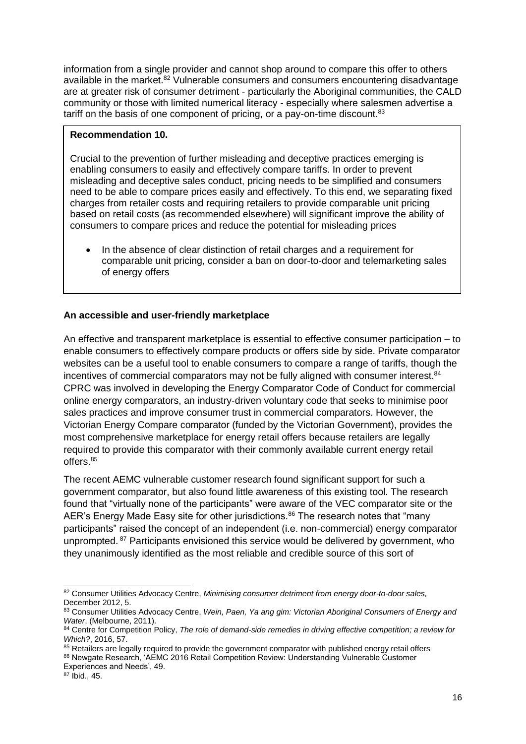information from a single provider and cannot shop around to compare this offer to others available in the market.[82] Vulnerable consumers and consumers encountering disadvantage are at greater risk of consumer detriment - particularly the Aboriginal communities, the CALD community or those with limited numerical literacy - especially where salesmen advertise a tariff on the basis of one component of pricing, or a pay-on-time discount.[83]

**Recommendation 10.**

Crucial to the prevention of further misleading and deceptive practices emerging is enabling consumers to easily and effectively compare tariffs. In order to prevent misleading and deceptive sales conduct, pricing needs to be simplified and consumers need to be able to compare prices easily and effectively. To this end, we separating fixed charges from retailer costs and requiring retailers to provide comparable unit pricing based on retail costs (as recommended elsewhere) will significant improve the ability of consumers to compare prices and reduce the potential for misleading prices

- In the absence of clear distinction of retail charges and a requirement for comparable unit pricing, consider a ban on door-to-door and telemarketing sales of energy offers

**An accessible and user-friendly marketplace**

An effective and transparent marketplace is essential to effective consumer participation – to enable consumers to effectively compare products or offers side by side. Private comparator websites can be a useful tool to enable consumers to compare a range of tariffs, though the incentives of commercial comparators may not be fully aligned with consumer interest.[84] CPRC was involved in developing the Energy Comparator Code of Conduct for commercial online energy comparators, an industry-driven voluntary code that seeks to minimise poor sales practices and improve consumer trust in commercial comparators. However, the Victorian Energy Compare comparator (funded by the Victorian Government), provides the most comprehensive marketplace for energy retail offers because retailers are legally required to provide this comparator with their commonly available current energy retail offers.[85]

The recent AEMC vulnerable customer research found significant support for such a government comparator, but also found little awareness of this existing tool. The research found that "virtually none of the participants" were aware of the VEC comparator site or the AER's Energy Made Easy site for other jurisdictions.[86] The research notes that "many participants" raised the concept of an independent (i.e. non-commercial) energy comparator unprompted.[87] Participants envisioned this service would be delivered by government, who they unanimously identified as the most reliable and credible source of this sort of

---

[82] Consumer Utilities Advocacy Centre, *Minimising consumer detriment from energy door-to-door sales,* December 2012, 5.

[83] Consumer Utilities Advocacy Centre, *Wein, Paen, Ya ang gim: Victorian Aboriginal Consumers of Energy and Water*, (Melbourne, 2011).

[84] Centre for Competition Policy, *The role of demand-side remedies in driving effective competition; a review for Which?*, 2016, 57.

[85] Retailers are legally required to provide the government comparator with published energy retail offers

[86] Newgate Research, 'AEMC 2016 Retail Competition Review: Understanding Vulnerable Customer Experiences and Needs', 49.

[87] Ibid., 45.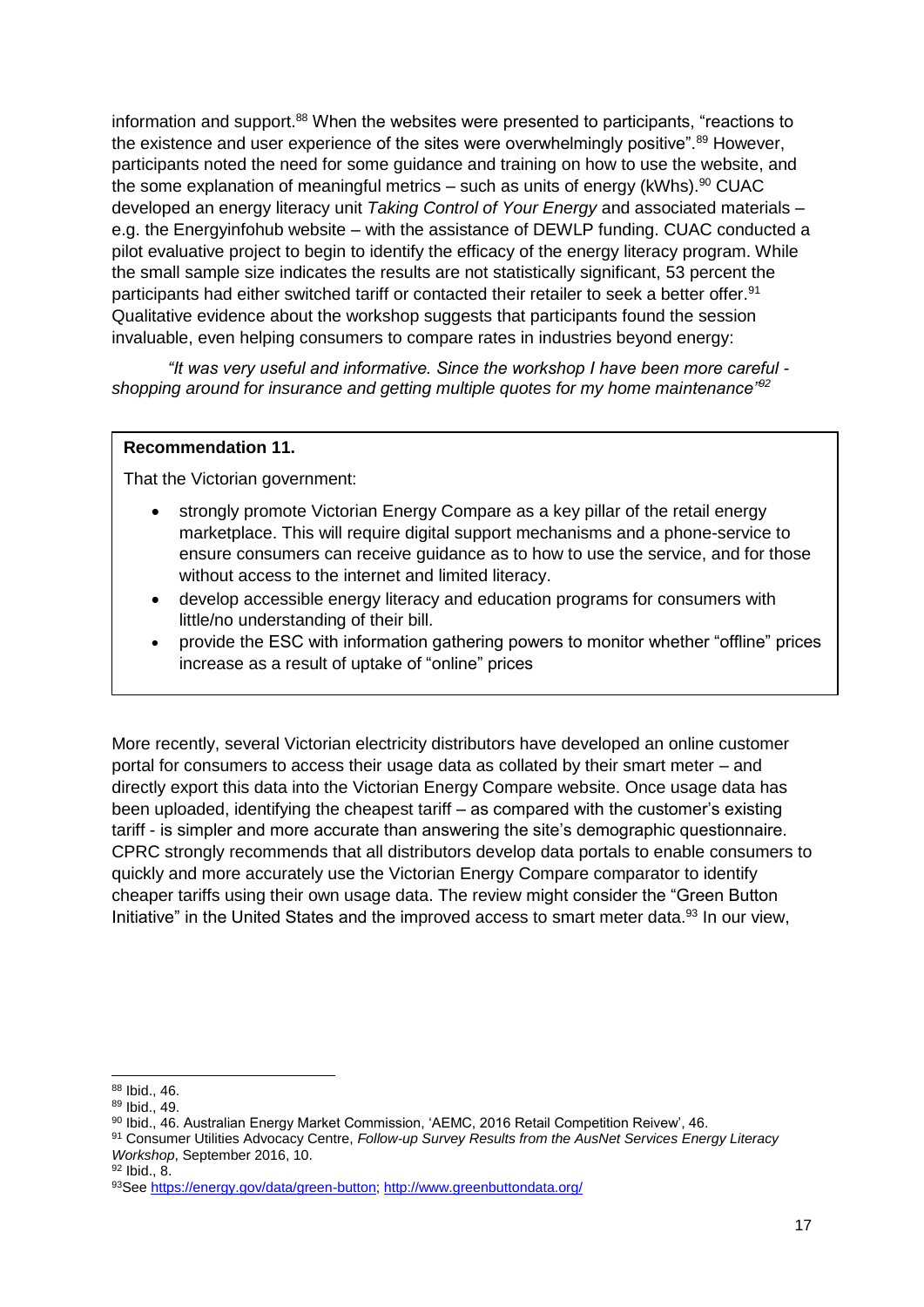information and support.[88] When the websites were presented to participants, "reactions to the existence and user experience of the sites were overwhelmingly positive".[89] However, participants noted the need for some guidance and training on how to use the website, and the some explanation of meaningful metrics – such as units of energy (kWhs).[90] CUAC developed an energy literacy unit *Taking Control of Your Energy* and associated materials – e.g. the Energyinfohub website – with the assistance of DEWLP funding. CUAC conducted a pilot evaluative project to begin to identify the efficacy of the energy literacy program. While the small sample size indicates the results are not statistically significant, 53 percent the participants had either switched tariff or contacted their retailer to seek a better offer.[91] Qualitative evidence about the workshop suggests that participants found the session invaluable, even helping consumers to compare rates in industries beyond energy:

> *"It was very useful and informative. Since the workshop I have been more careful - shopping around for insurance and getting multiple quotes for my home maintenance"*[92]

**Recommendation 11.**

That the Victorian government:

- strongly promote Victorian Energy Compare as a key pillar of the retail energy marketplace. This will require digital support mechanisms and a phone-service to ensure consumers can receive guidance as to how to use the service, and for those without access to the internet and limited literacy.
- develop accessible energy literacy and education programs for consumers with little/no understanding of their bill.
- provide the ESC with information gathering powers to monitor whether "offline" prices increase as a result of uptake of "online" prices

More recently, several Victorian electricity distributors have developed an online customer portal for consumers to access their usage data as collated by their smart meter – and directly export this data into the Victorian Energy Compare website. Once usage data has been uploaded, identifying the cheapest tariff – as compared with the customer's existing tariff - is simpler and more accurate than answering the site's demographic questionnaire. CPRC strongly recommends that all distributors develop data portals to enable consumers to quickly and more accurately use the Victorian Energy Compare comparator to identify cheaper tariffs using their own usage data. The review might consider the "Green Button Initiative" in the United States and the improved access to smart meter data.[93] In our view,

---

[88] Ibid., 46.

[89] Ibid., 49.

[90] Ibid., 46. Australian Energy Market Commission, 'AEMC, 2016 Retail Competition Reivew', 46.

[91] Consumer Utilities Advocacy Centre, *Follow-up Survey Results from the AusNet Services Energy Literacy Workshop*, September 2016, 10.

[92] Ibid., 8.

[93] See https://energy.gov/data/green-button; http://www.greenbuttondata.org/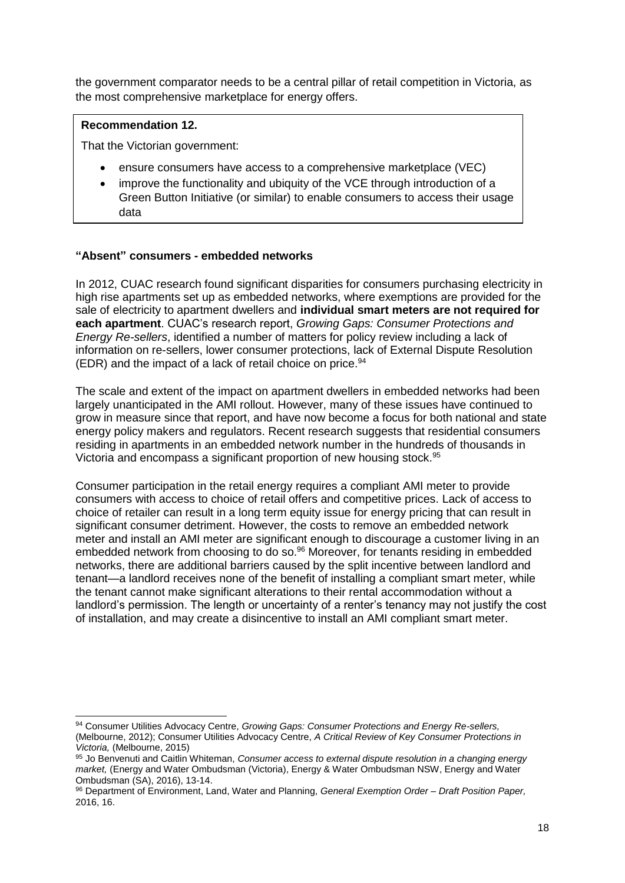the government comparator needs to be a central pillar of retail competition in Victoria, as the most comprehensive marketplace for energy offers.

> **Recommendation 12.**
>
> That the Victorian government:
>
> - ensure consumers have access to a comprehensive marketplace (VEC)
> - improve the functionality and ubiquity of the VCE through introduction of a Green Button Initiative (or similar) to enable consumers to access their usage data

### "Absent" consumers - embedded networks

In 2012, CUAC research found significant disparities for consumers purchasing electricity in high rise apartments set up as embedded networks, where exemptions are provided for the sale of electricity to apartment dwellers and **individual smart meters are not required for each apartment**. CUAC's research report, *Growing Gaps: Consumer Protections and Energy Re-sellers*, identified a number of matters for policy review including a lack of information on re-sellers, lower consumer protections, lack of External Dispute Resolution (EDR) and the impact of a lack of retail choice on price.[94]

The scale and extent of the impact on apartment dwellers in embedded networks had been largely unanticipated in the AMI rollout. However, many of these issues have continued to grow in measure since that report, and have now become a focus for both national and state energy policy makers and regulators. Recent research suggests that residential consumers residing in apartments in an embedded network number in the hundreds of thousands in Victoria and encompass a significant proportion of new housing stock.[95]

Consumer participation in the retail energy requires a compliant AMI meter to provide consumers with access to choice of retail offers and competitive prices. Lack of access to choice of retailer can result in a long term equity issue for energy pricing that can result in significant consumer detriment. However, the costs to remove an embedded network meter and install an AMI meter are significant enough to discourage a customer living in an embedded network from choosing to do so.[96] Moreover, for tenants residing in embedded networks, there are additional barriers caused by the split incentive between landlord and tenant—a landlord receives none of the benefit of installing a compliant smart meter, while the tenant cannot make significant alterations to their rental accommodation without a landlord's permission. The length or uncertainty of a renter's tenancy may not justify the cost of installation, and may create a disincentive to install an AMI compliant smart meter.

---

[94] Consumer Utilities Advocacy Centre, *Growing Gaps: Consumer Protections and Energy Re-sellers,* (Melbourne, 2012); Consumer Utilities Advocacy Centre, *A Critical Review of Key Consumer Protections in Victoria,* (Melbourne, 2015)

[95] Jo Benvenuti and Caitlin Whiteman, *Consumer access to external dispute resolution in a changing energy market,* (Energy and Water Ombudsman (Victoria), Energy & Water Ombudsman NSW, Energy and Water Ombudsman (SA), 2016), 13-14.

[96] Department of Environment, Land, Water and Planning, *General Exemption Order – Draft Position Paper,* 2016, 16.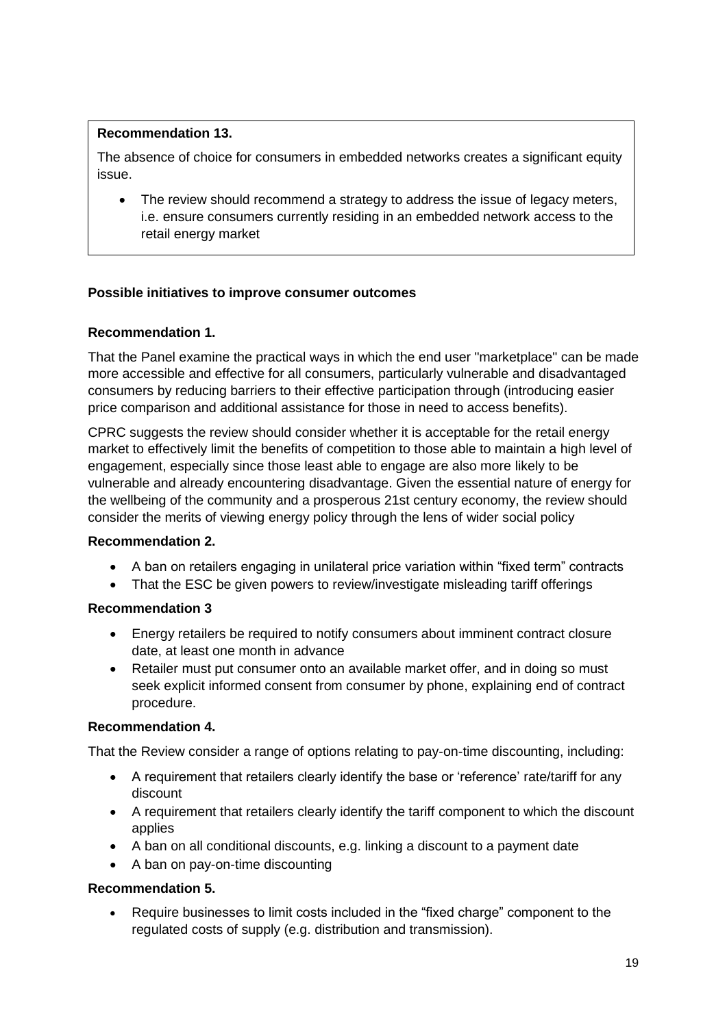**Recommendation 13.**

The absence of choice for consumers in embedded networks creates a significant equity issue.

- The review should recommend a strategy to address the issue of legacy meters, i.e. ensure consumers currently residing in an embedded network access to the retail energy market

**Possible initiatives to improve consumer outcomes**

**Recommendation 1.**

That the Panel examine the practical ways in which the end user "marketplace" can be made more accessible and effective for all consumers, particularly vulnerable and disadvantaged consumers by reducing barriers to their effective participation through (introducing easier price comparison and additional assistance for those in need to access benefits).

CPRC suggests the review should consider whether it is acceptable for the retail energy market to effectively limit the benefits of competition to those able to maintain a high level of engagement, especially since those least able to engage are also more likely to be vulnerable and already encountering disadvantage. Given the essential nature of energy for the wellbeing of the community and a prosperous 21st century economy, the review should consider the merits of viewing energy policy through the lens of wider social policy

**Recommendation 2.**

- A ban on retailers engaging in unilateral price variation within "fixed term" contracts
- That the ESC be given powers to review/investigate misleading tariff offerings

**Recommendation 3**

- Energy retailers be required to notify consumers about imminent contract closure date, at least one month in advance
- Retailer must put consumer onto an available market offer, and in doing so must seek explicit informed consent from consumer by phone, explaining end of contract procedure.

**Recommendation 4.**

That the Review consider a range of options relating to pay-on-time discounting, including:

- A requirement that retailers clearly identify the base or 'reference' rate/tariff for any discount
- A requirement that retailers clearly identify the tariff component to which the discount applies
- A ban on all conditional discounts, e.g. linking a discount to a payment date
- A ban on pay-on-time discounting

**Recommendation 5.**

- Require businesses to limit costs included in the "fixed charge" component to the regulated costs of supply (e.g. distribution and transmission).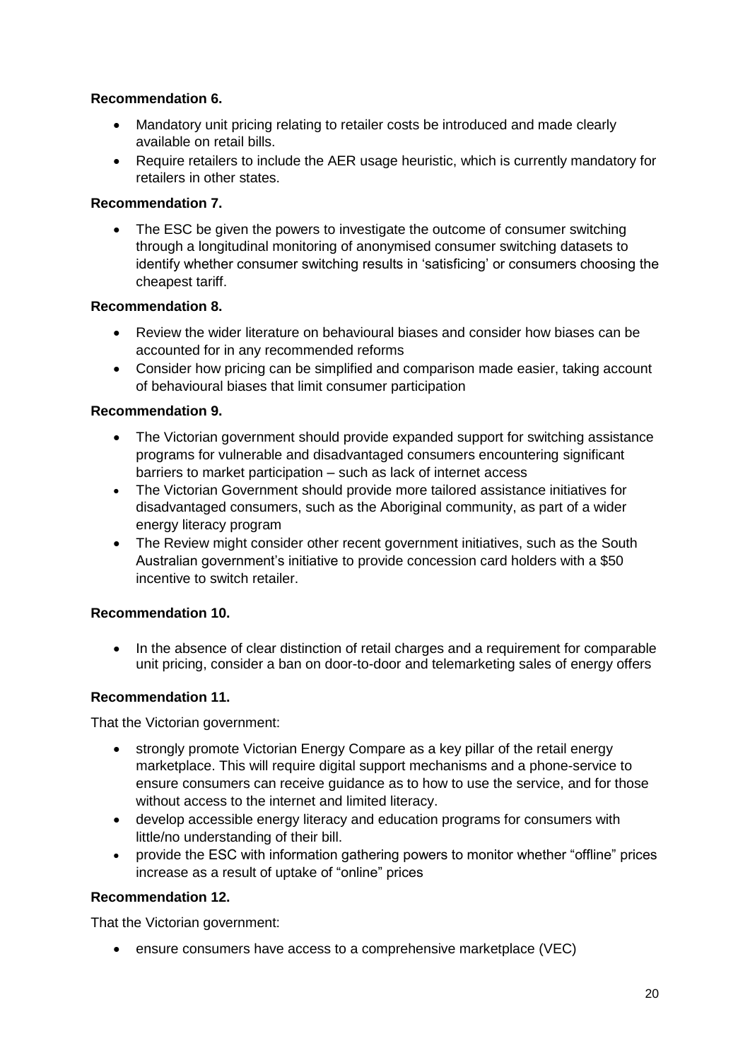**Recommendation 6.**

- Mandatory unit pricing relating to retailer costs be introduced and made clearly available on retail bills.
- Require retailers to include the AER usage heuristic, which is currently mandatory for retailers in other states.

**Recommendation 7.**

- The ESC be given the powers to investigate the outcome of consumer switching through a longitudinal monitoring of anonymised consumer switching datasets to identify whether consumer switching results in 'satisficing' or consumers choosing the cheapest tariff.

**Recommendation 8.**

- Review the wider literature on behavioural biases and consider how biases can be accounted for in any recommended reforms
- Consider how pricing can be simplified and comparison made easier, taking account of behavioural biases that limit consumer participation

**Recommendation 9.**

- The Victorian government should provide expanded support for switching assistance programs for vulnerable and disadvantaged consumers encountering significant barriers to market participation – such as lack of internet access
- The Victorian Government should provide more tailored assistance initiatives for disadvantaged consumers, such as the Aboriginal community, as part of a wider energy literacy program
- The Review might consider other recent government initiatives, such as the South Australian government's initiative to provide concession card holders with a $50 incentive to switch retailer.

**Recommendation 10.**

- In the absence of clear distinction of retail charges and a requirement for comparable unit pricing, consider a ban on door-to-door and telemarketing sales of energy offers

**Recommendation 11.**

That the Victorian government:

- strongly promote Victorian Energy Compare as a key pillar of the retail energy marketplace. This will require digital support mechanisms and a phone-service to ensure consumers can receive guidance as to how to use the service, and for those without access to the internet and limited literacy.
- develop accessible energy literacy and education programs for consumers with little/no understanding of their bill.
- provide the ESC with information gathering powers to monitor whether "offline" prices increase as a result of uptake of "online" prices

**Recommendation 12.**

That the Victorian government:

- ensure consumers have access to a comprehensive marketplace (VEC)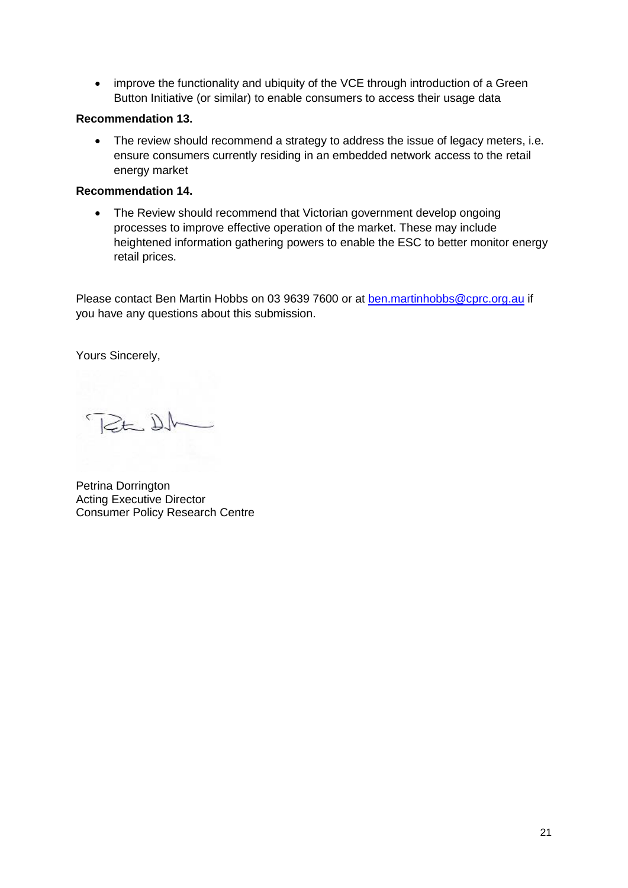- improve the functionality and ubiquity of the VCE through introduction of a Green Button Initiative (or similar) to enable consumers to access their usage data

**Recommendation 13.**

- The review should recommend a strategy to address the issue of legacy meters, i.e. ensure consumers currently residing in an embedded network access to the retail energy market

**Recommendation 14.**

- The Review should recommend that Victorian government develop ongoing processes to improve effective operation of the market. These may include heightened information gathering powers to enable the ESC to better monitor energy retail prices.

Please contact Ben Martin Hobbs on 03 9639 7600 or at ben.martinhobbs@cprc.org.au if you have any questions about this submission.

Yours Sincerely,

Petrina Dorrington
Acting Executive Director
Consumer Policy Research Centre